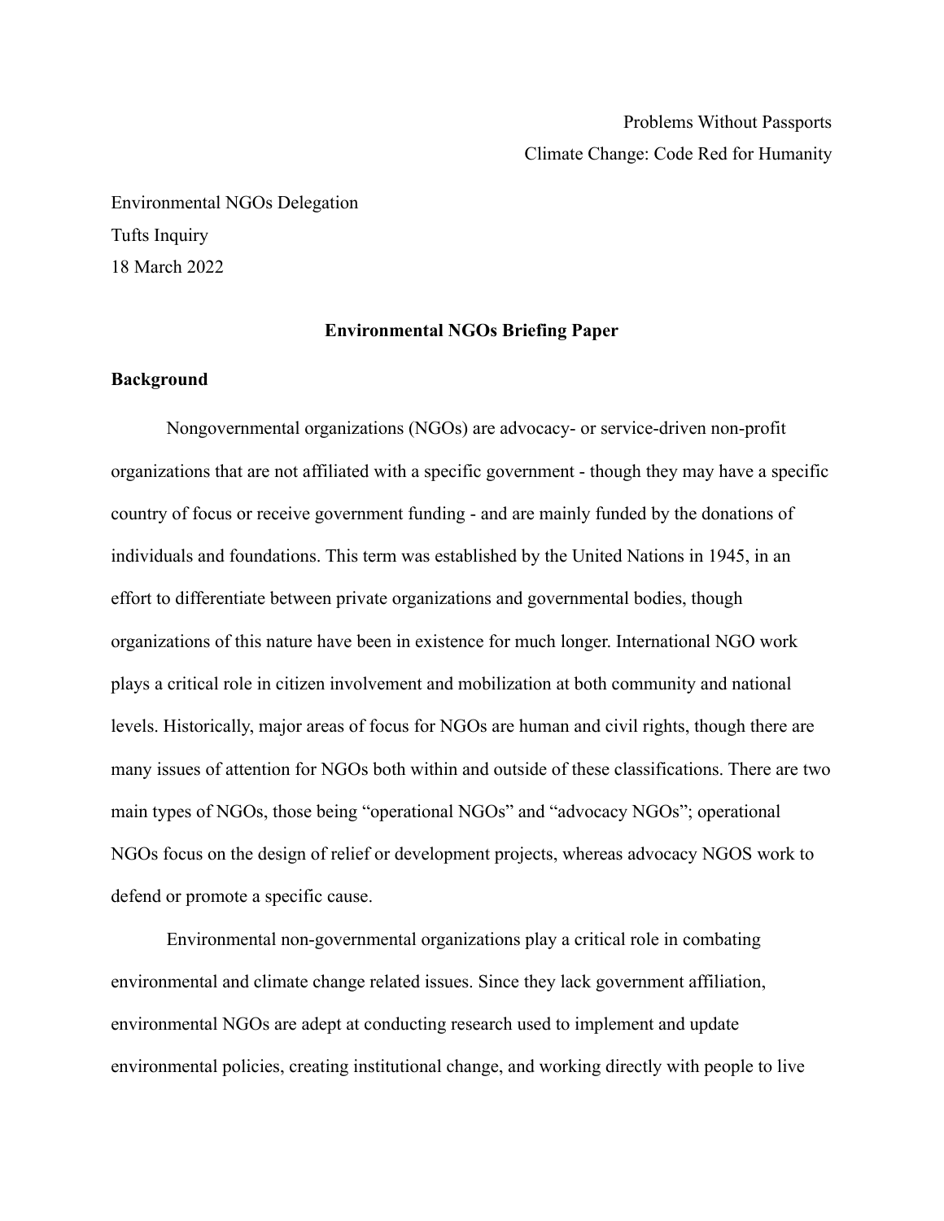Problems Without Passports
Climate Change: Code Red for Humanity

Environmental NGOs Delegation
Tufts Inquiry
18 March 2022

**Environmental NGOs Briefing Paper**

**Background**

Nongovernmental organizations (NGOs) are advocacy- or service-driven non-profit organizations that are not affiliated with a specific government - though they may have a specific country of focus or receive government funding - and are mainly funded by the donations of individuals and foundations. This term was established by the United Nations in 1945, in an effort to differentiate between private organizations and governmental bodies, though organizations of this nature have been in existence for much longer. International NGO work plays a critical role in citizen involvement and mobilization at both community and national levels. Historically, major areas of focus for NGOs are human and civil rights, though there are many issues of attention for NGOs both within and outside of these classifications. There are two main types of NGOs, those being "operational NGOs" and "advocacy NGOs"; operational NGOs focus on the design of relief or development projects, whereas advocacy NGOS work to defend or promote a specific cause.

Environmental non-governmental organizations play a critical role in combating environmental and climate change related issues. Since they lack government affiliation, environmental NGOs are adept at conducting research used to implement and update environmental policies, creating institutional change, and working directly with people to live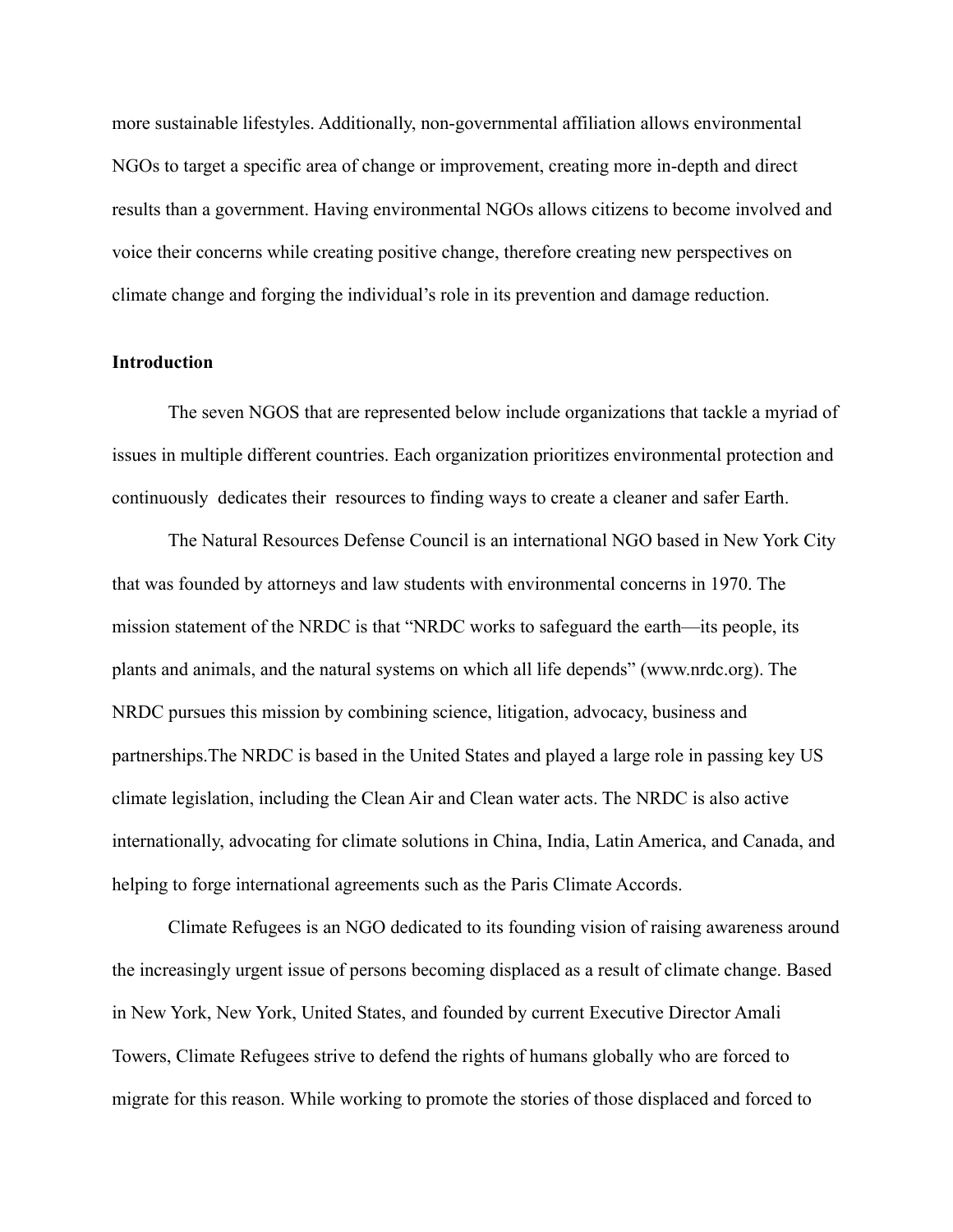more sustainable lifestyles. Additionally, non-governmental affiliation allows environmental NGOs to target a specific area of change or improvement, creating more in-depth and direct results than a government. Having environmental NGOs allows citizens to become involved and voice their concerns while creating positive change, therefore creating new perspectives on climate change and forging the individual's role in its prevention and damage reduction.

**Introduction**

The seven NGOS that are represented below include organizations that tackle a myriad of issues in multiple different countries. Each organization prioritizes environmental protection and continuously dedicates their resources to finding ways to create a cleaner and safer Earth.

The Natural Resources Defense Council is an international NGO based in New York City that was founded by attorneys and law students with environmental concerns in 1970. The mission statement of the NRDC is that "NRDC works to safeguard the earth—its people, its plants and animals, and the natural systems on which all life depends" (www.nrdc.org). The NRDC pursues this mission by combining science, litigation, advocacy, business and partnerships.The NRDC is based in the United States and played a large role in passing key US climate legislation, including the Clean Air and Clean water acts. The NRDC is also active internationally, advocating for climate solutions in China, India, Latin America, and Canada, and helping to forge international agreements such as the Paris Climate Accords.

Climate Refugees is an NGO dedicated to its founding vision of raising awareness around the increasingly urgent issue of persons becoming displaced as a result of climate change. Based in New York, New York, United States, and founded by current Executive Director Amali Towers, Climate Refugees strive to defend the rights of humans globally who are forced to migrate for this reason. While working to promote the stories of those displaced and forced to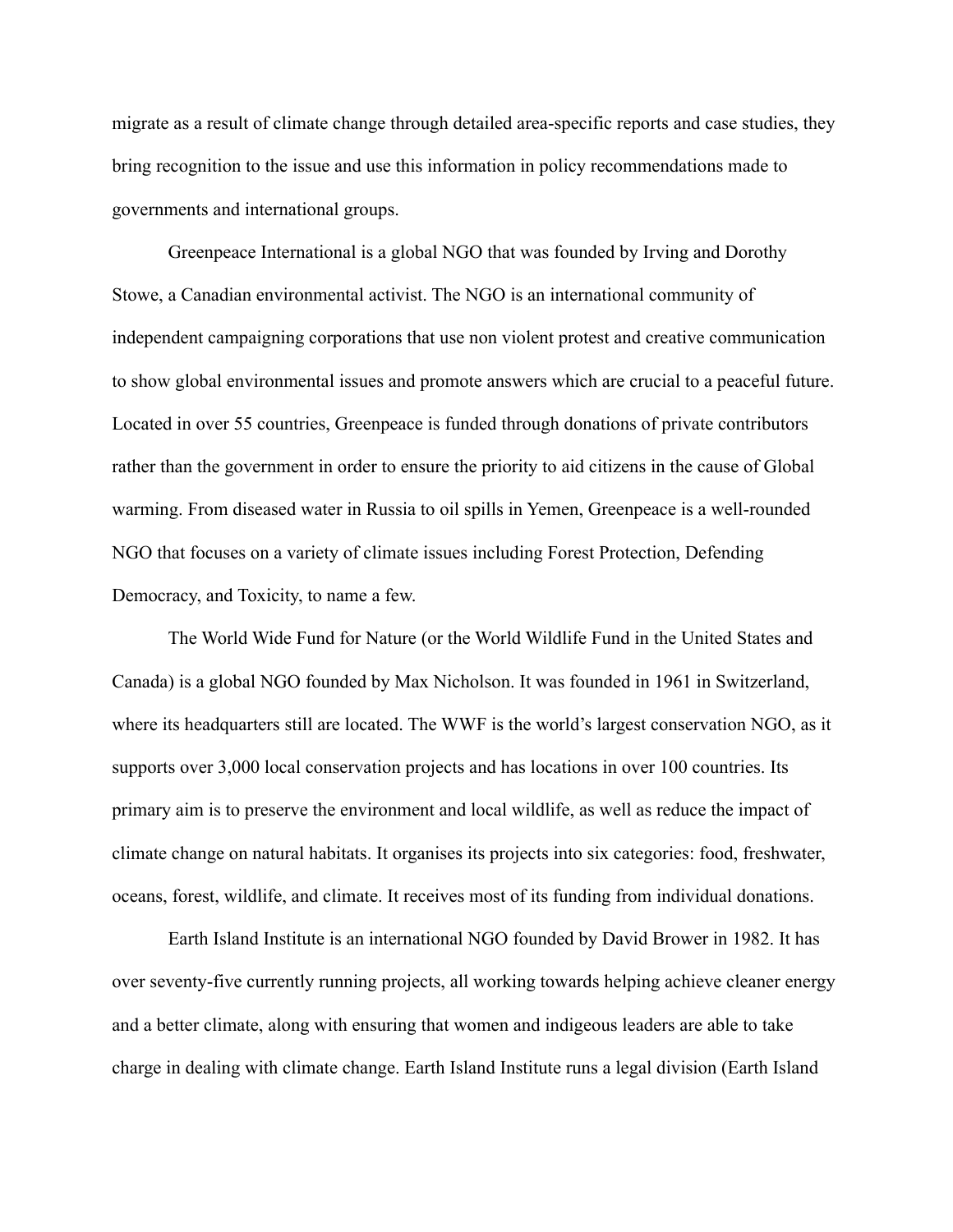migrate as a result of climate change through detailed area-specific reports and case studies, they bring recognition to the issue and use this information in policy recommendations made to governments and international groups.

Greenpeace International is a global NGO that was founded by Irving and Dorothy Stowe, a Canadian environmental activist. The NGO is an international community of independent campaigning corporations that use non violent protest and creative communication to show global environmental issues and promote answers which are crucial to a peaceful future. Located in over 55 countries, Greenpeace is funded through donations of private contributors rather than the government in order to ensure the priority to aid citizens in the cause of Global warming. From diseased water in Russia to oil spills in Yemen, Greenpeace is a well-rounded NGO that focuses on a variety of climate issues including Forest Protection, Defending Democracy, and Toxicity, to name a few.

The World Wide Fund for Nature (or the World Wildlife Fund in the United States and Canada) is a global NGO founded by Max Nicholson. It was founded in 1961 in Switzerland, where its headquarters still are located. The WWF is the world's largest conservation NGO, as it supports over 3,000 local conservation projects and has locations in over 100 countries. Its primary aim is to preserve the environment and local wildlife, as well as reduce the impact of climate change on natural habitats. It organises its projects into six categories: food, freshwater, oceans, forest, wildlife, and climate. It receives most of its funding from individual donations.

Earth Island Institute is an international NGO founded by David Brower in 1982. It has over seventy-five currently running projects, all working towards helping achieve cleaner energy and a better climate, along with ensuring that women and indigeous leaders are able to take charge in dealing with climate change. Earth Island Institute runs a legal division (Earth Island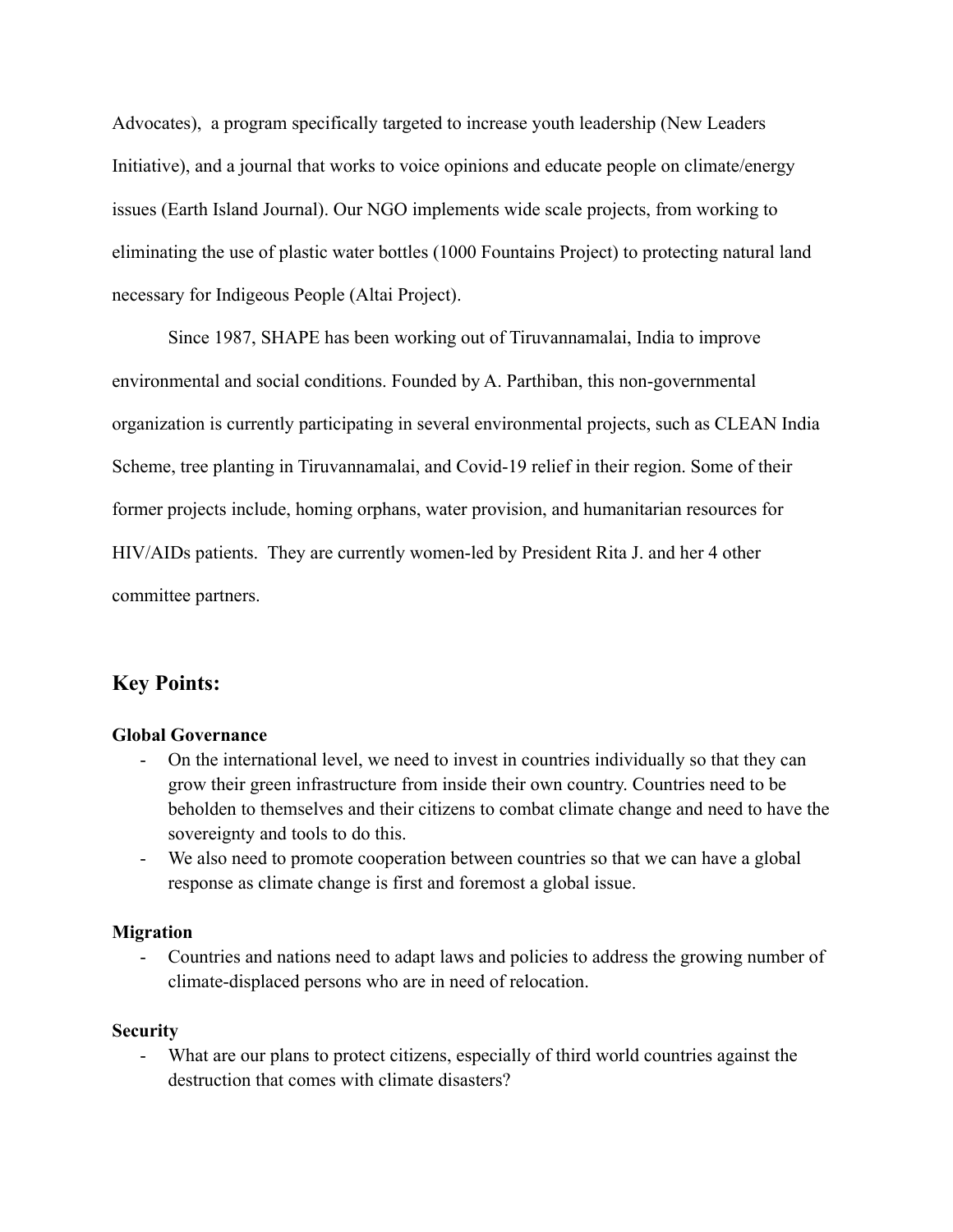Advocates), a program specifically targeted to increase youth leadership (New Leaders Initiative), and a journal that works to voice opinions and educate people on climate/energy issues (Earth Island Journal). Our NGO implements wide scale projects, from working to eliminating the use of plastic water bottles (1000 Fountains Project) to protecting natural land necessary for Indigeous People (Altai Project).

Since 1987, SHAPE has been working out of Tiruvannamalai, India to improve environmental and social conditions. Founded by A. Parthiban, this non-governmental organization is currently participating in several environmental projects, such as CLEAN India Scheme, tree planting in Tiruvannamalai, and Covid-19 relief in their region. Some of their former projects include, homing orphans, water provision, and humanitarian resources for HIV/AIDs patients. They are currently women-led by President Rita J. and her 4 other committee partners.

## Key Points:

**Global Governance**

- On the international level, we need to invest in countries individually so that they can grow their green infrastructure from inside their own country. Countries need to be beholden to themselves and their citizens to combat climate change and need to have the sovereignty and tools to do this.
- We also need to promote cooperation between countries so that we can have a global response as climate change is first and foremost a global issue.

**Migration**

- Countries and nations need to adapt laws and policies to address the growing number of climate-displaced persons who are in need of relocation.

**Security**

- What are our plans to protect citizens, especially of third world countries against the destruction that comes with climate disasters?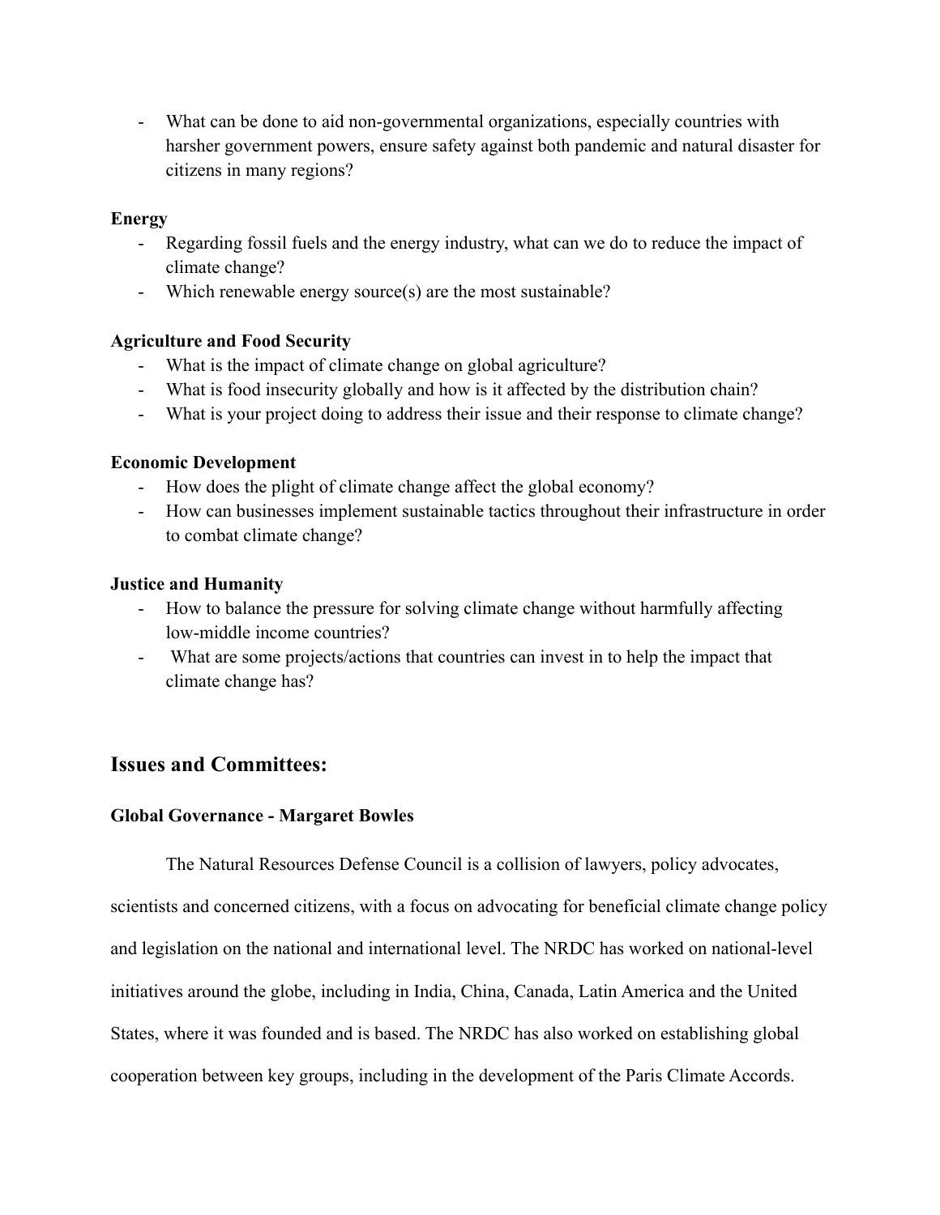- What can be done to aid non-governmental organizations, especially countries with harsher government powers, ensure safety against both pandemic and natural disaster for citizens in many regions?

**Energy**

- Regarding fossil fuels and the energy industry, what can we do to reduce the impact of climate change?
- Which renewable energy source(s) are the most sustainable?

**Agriculture and Food Security**

- What is the impact of climate change on global agriculture?
- What is food insecurity globally and how is it affected by the distribution chain?
- What is your project doing to address their issue and their response to climate change?

**Economic Development**

- How does the plight of climate change affect the global economy?
- How can businesses implement sustainable tactics throughout their infrastructure in order to combat climate change?

**Justice and Humanity**

- How to balance the pressure for solving climate change without harmfully affecting low-middle income countries?
- What are some projects/actions that countries can invest in to help the impact that climate change has?

## Issues and Committees:

**Global Governance - Margaret Bowles**

The Natural Resources Defense Council is a collision of lawyers, policy advocates, scientists and concerned citizens, with a focus on advocating for beneficial climate change policy and legislation on the national and international level. The NRDC has worked on national-level initiatives around the globe, including in India, China, Canada, Latin America and the United States, where it was founded and is based. The NRDC has also worked on establishing global cooperation between key groups, including in the development of the Paris Climate Accords.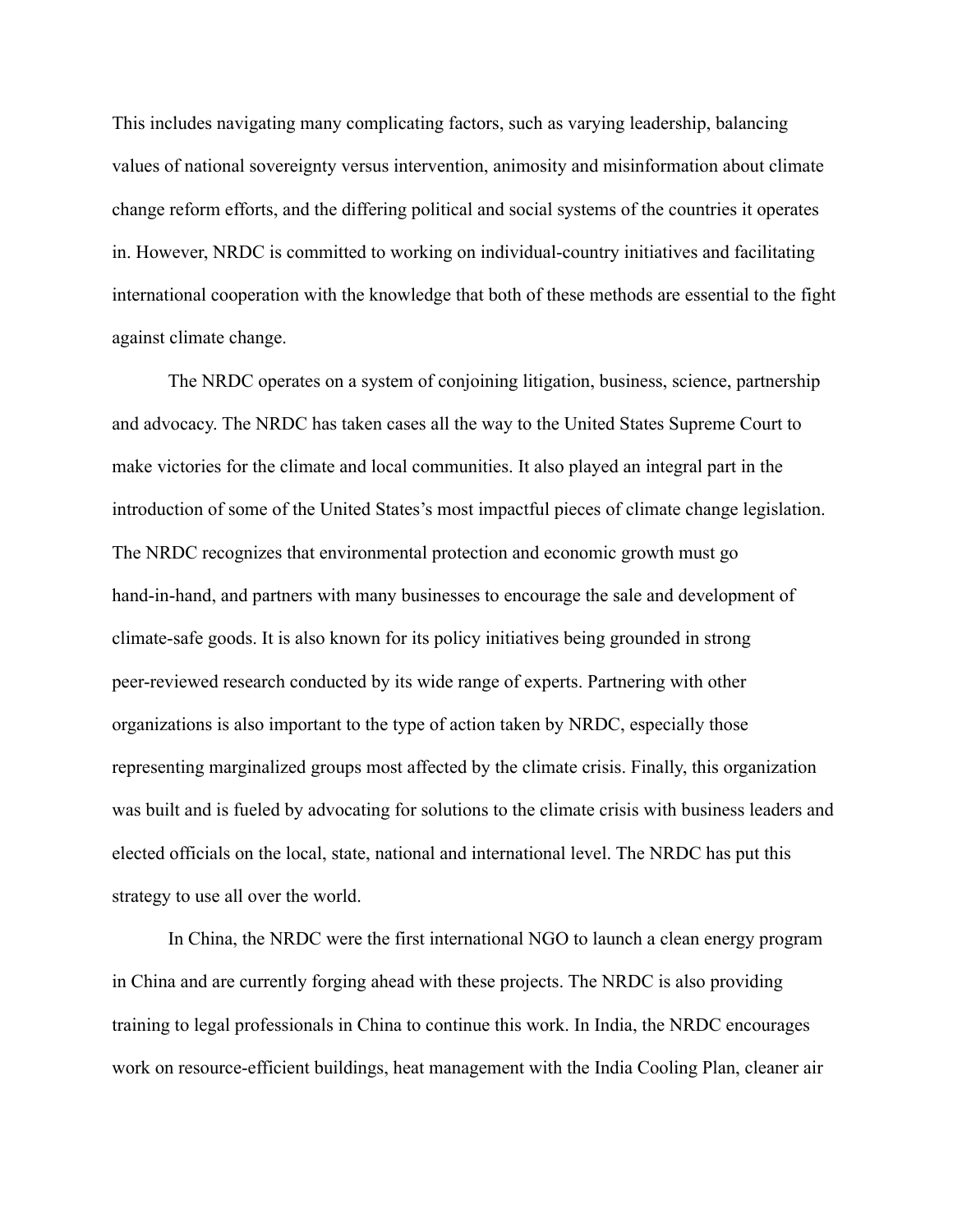This includes navigating many complicating factors, such as varying leadership, balancing values of national sovereignty versus intervention, animosity and misinformation about climate change reform efforts, and the differing political and social systems of the countries it operates in. However, NRDC is committed to working on individual-country initiatives and facilitating international cooperation with the knowledge that both of these methods are essential to the fight against climate change.

The NRDC operates on a system of conjoining litigation, business, science, partnership and advocacy. The NRDC has taken cases all the way to the United States Supreme Court to make victories for the climate and local communities. It also played an integral part in the introduction of some of the United States's most impactful pieces of climate change legislation. The NRDC recognizes that environmental protection and economic growth must go hand-in-hand, and partners with many businesses to encourage the sale and development of climate-safe goods. It is also known for its policy initiatives being grounded in strong peer-reviewed research conducted by its wide range of experts. Partnering with other organizations is also important to the type of action taken by NRDC, especially those representing marginalized groups most affected by the climate crisis. Finally, this organization was built and is fueled by advocating for solutions to the climate crisis with business leaders and elected officials on the local, state, national and international level. The NRDC has put this strategy to use all over the world.

In China, the NRDC were the first international NGO to launch a clean energy program in China and are currently forging ahead with these projects. The NRDC is also providing training to legal professionals in China to continue this work. In India, the NRDC encourages work on resource-efficient buildings, heat management with the India Cooling Plan, cleaner air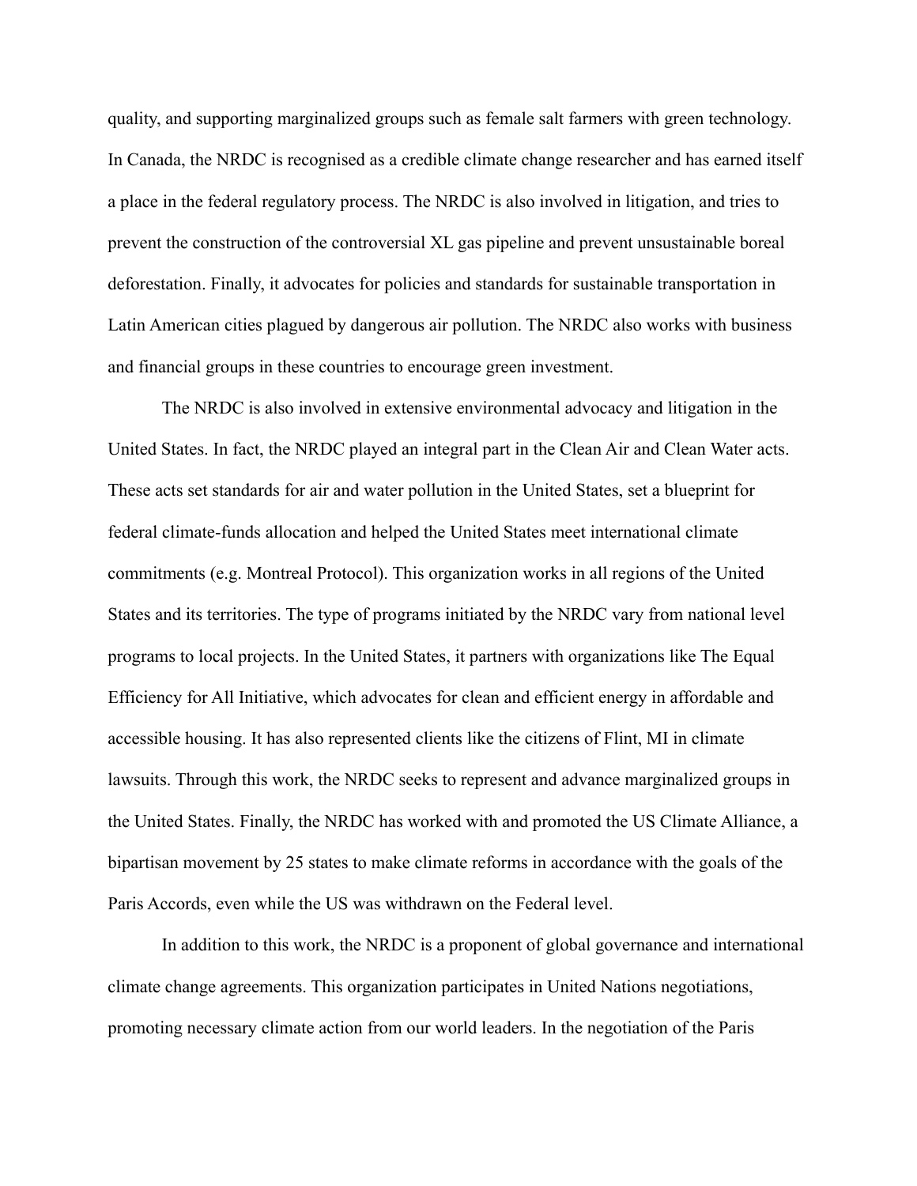quality, and supporting marginalized groups such as female salt farmers with green technology. In Canada, the NRDC is recognised as a credible climate change researcher and has earned itself a place in the federal regulatory process. The NRDC is also involved in litigation, and tries to prevent the construction of the controversial XL gas pipeline and prevent unsustainable boreal deforestation. Finally, it advocates for policies and standards for sustainable transportation in Latin American cities plagued by dangerous air pollution. The NRDC also works with business and financial groups in these countries to encourage green investment.

The NRDC is also involved in extensive environmental advocacy and litigation in the United States. In fact, the NRDC played an integral part in the Clean Air and Clean Water acts. These acts set standards for air and water pollution in the United States, set a blueprint for federal climate-funds allocation and helped the United States meet international climate commitments (e.g. Montreal Protocol). This organization works in all regions of the United States and its territories. The type of programs initiated by the NRDC vary from national level programs to local projects. In the United States, it partners with organizations like The Equal Efficiency for All Initiative, which advocates for clean and efficient energy in affordable and accessible housing. It has also represented clients like the citizens of Flint, MI in climate lawsuits. Through this work, the NRDC seeks to represent and advance marginalized groups in the United States. Finally, the NRDC has worked with and promoted the US Climate Alliance, a bipartisan movement by 25 states to make climate reforms in accordance with the goals of the Paris Accords, even while the US was withdrawn on the Federal level.

In addition to this work, the NRDC is a proponent of global governance and international climate change agreements. This organization participates in United Nations negotiations, promoting necessary climate action from our world leaders. In the negotiation of the Paris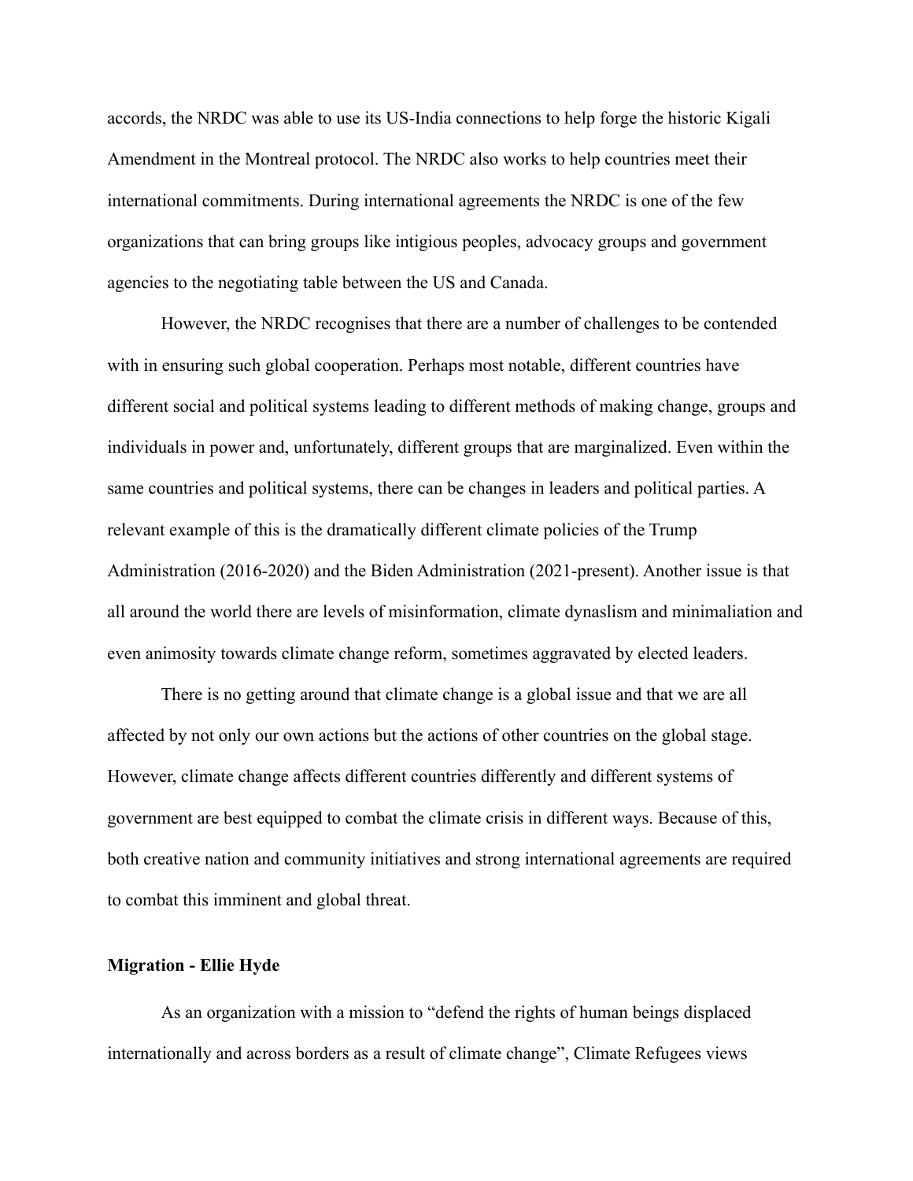accords, the NRDC was able to use its US-India connections to help forge the historic Kigali Amendment in the Montreal protocol. The NRDC also works to help countries meet their international commitments. During international agreements the NRDC is one of the few organizations that can bring groups like intigious peoples, advocacy groups and government agencies to the negotiating table between the US and Canada.

However, the NRDC recognises that there are a number of challenges to be contended with in ensuring such global cooperation. Perhaps most notable, different countries have different social and political systems leading to different methods of making change, groups and individuals in power and, unfortunately, different groups that are marginalized. Even within the same countries and political systems, there can be changes in leaders and political parties. A relevant example of this is the dramatically different climate policies of the Trump Administration (2016-2020) and the Biden Administration (2021-present). Another issue is that all around the world there are levels of misinformation, climate dynaslism and minimaliation and even animosity towards climate change reform, sometimes aggravated by elected leaders.

There is no getting around that climate change is a global issue and that we are all affected by not only our own actions but the actions of other countries on the global stage. However, climate change affects different countries differently and different systems of government are best equipped to combat the climate crisis in different ways. Because of this, both creative nation and community initiatives and strong international agreements are required to combat this imminent and global threat.

**Migration - Ellie Hyde**

As an organization with a mission to "defend the rights of human beings displaced internationally and across borders as a result of climate change", Climate Refugees views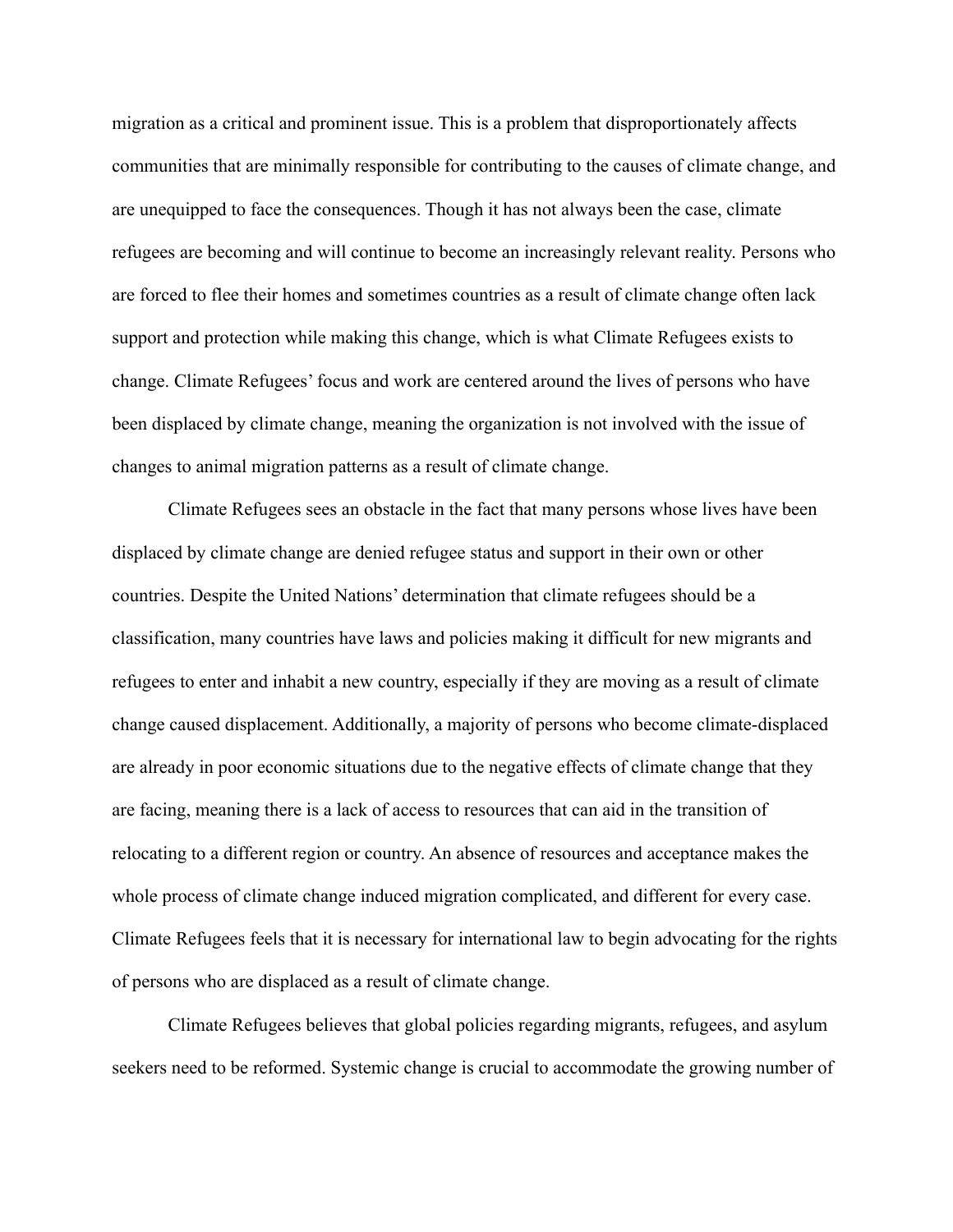migration as a critical and prominent issue. This is a problem that disproportionately affects communities that are minimally responsible for contributing to the causes of climate change, and are unequipped to face the consequences. Though it has not always been the case, climate refugees are becoming and will continue to become an increasingly relevant reality. Persons who are forced to flee their homes and sometimes countries as a result of climate change often lack support and protection while making this change, which is what Climate Refugees exists to change. Climate Refugees' focus and work are centered around the lives of persons who have been displaced by climate change, meaning the organization is not involved with the issue of changes to animal migration patterns as a result of climate change.

Climate Refugees sees an obstacle in the fact that many persons whose lives have been displaced by climate change are denied refugee status and support in their own or other countries. Despite the United Nations' determination that climate refugees should be a classification, many countries have laws and policies making it difficult for new migrants and refugees to enter and inhabit a new country, especially if they are moving as a result of climate change caused displacement. Additionally, a majority of persons who become climate-displaced are already in poor economic situations due to the negative effects of climate change that they are facing, meaning there is a lack of access to resources that can aid in the transition of relocating to a different region or country. An absence of resources and acceptance makes the whole process of climate change induced migration complicated, and different for every case. Climate Refugees feels that it is necessary for international law to begin advocating for the rights of persons who are displaced as a result of climate change.

Climate Refugees believes that global policies regarding migrants, refugees, and asylum seekers need to be reformed. Systemic change is crucial to accommodate the growing number of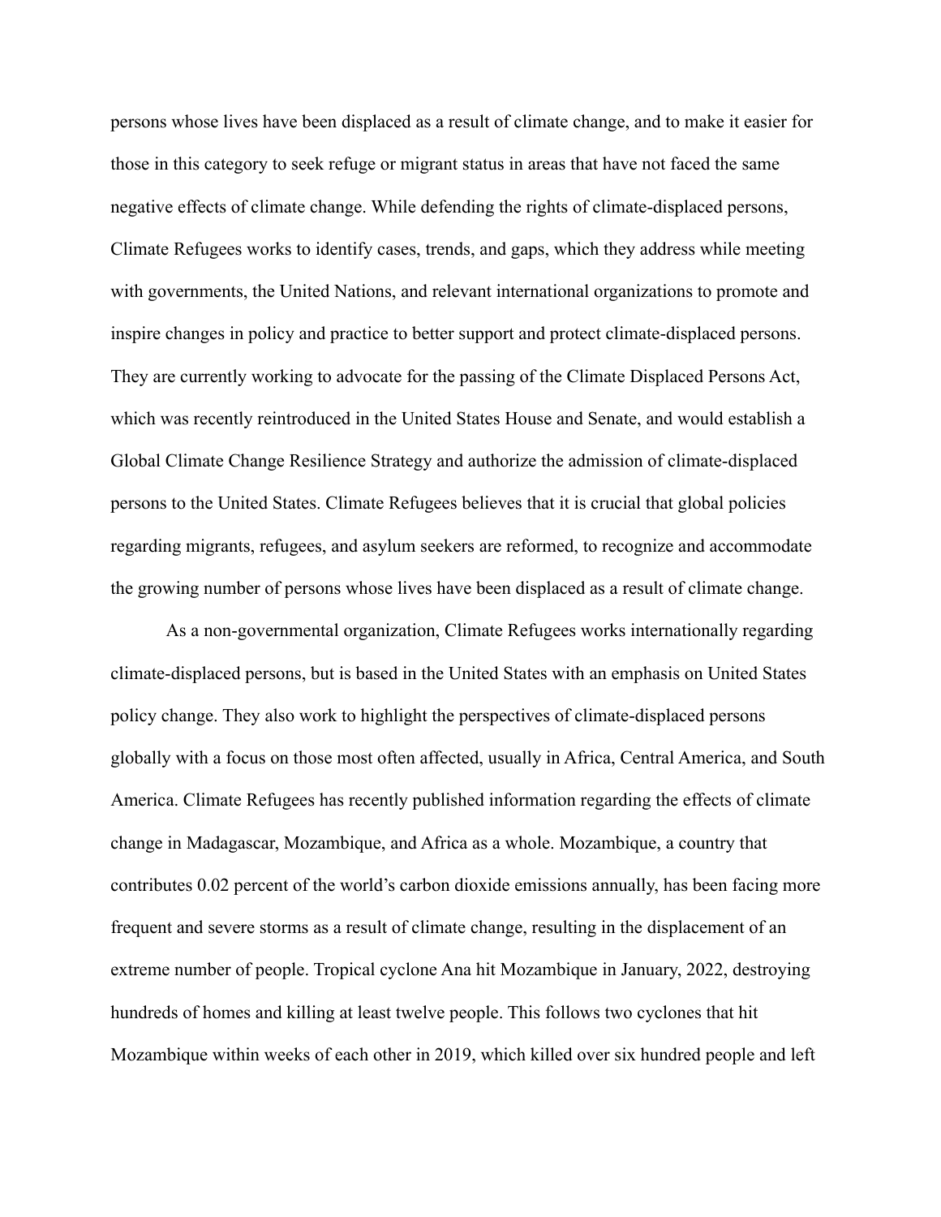persons whose lives have been displaced as a result of climate change, and to make it easier for those in this category to seek refuge or migrant status in areas that have not faced the same negative effects of climate change. While defending the rights of climate-displaced persons, Climate Refugees works to identify cases, trends, and gaps, which they address while meeting with governments, the United Nations, and relevant international organizations to promote and inspire changes in policy and practice to better support and protect climate-displaced persons. They are currently working to advocate for the passing of the Climate Displaced Persons Act, which was recently reintroduced in the United States House and Senate, and would establish a Global Climate Change Resilience Strategy and authorize the admission of climate-displaced persons to the United States. Climate Refugees believes that it is crucial that global policies regarding migrants, refugees, and asylum seekers are reformed, to recognize and accommodate the growing number of persons whose lives have been displaced as a result of climate change.

As a non-governmental organization, Climate Refugees works internationally regarding climate-displaced persons, but is based in the United States with an emphasis on United States policy change. They also work to highlight the perspectives of climate-displaced persons globally with a focus on those most often affected, usually in Africa, Central America, and South America. Climate Refugees has recently published information regarding the effects of climate change in Madagascar, Mozambique, and Africa as a whole. Mozambique, a country that contributes 0.02 percent of the world's carbon dioxide emissions annually, has been facing more frequent and severe storms as a result of climate change, resulting in the displacement of an extreme number of people. Tropical cyclone Ana hit Mozambique in January, 2022, destroying hundreds of homes and killing at least twelve people. This follows two cyclones that hit Mozambique within weeks of each other in 2019, which killed over six hundred people and left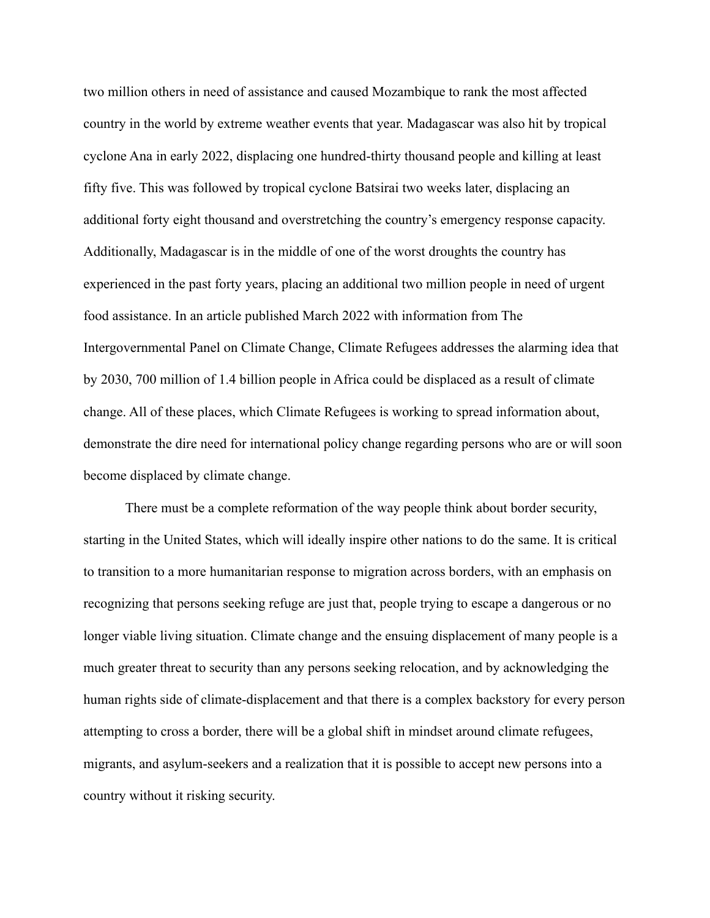two million others in need of assistance and caused Mozambique to rank the most affected country in the world by extreme weather events that year. Madagascar was also hit by tropical cyclone Ana in early 2022, displacing one hundred-thirty thousand people and killing at least fifty five. This was followed by tropical cyclone Batsirai two weeks later, displacing an additional forty eight thousand and overstretching the country's emergency response capacity. Additionally, Madagascar is in the middle of one of the worst droughts the country has experienced in the past forty years, placing an additional two million people in need of urgent food assistance. In an article published March 2022 with information from The Intergovernmental Panel on Climate Change, Climate Refugees addresses the alarming idea that by 2030, 700 million of 1.4 billion people in Africa could be displaced as a result of climate change. All of these places, which Climate Refugees is working to spread information about, demonstrate the dire need for international policy change regarding persons who are or will soon become displaced by climate change.

There must be a complete reformation of the way people think about border security, starting in the United States, which will ideally inspire other nations to do the same. It is critical to transition to a more humanitarian response to migration across borders, with an emphasis on recognizing that persons seeking refuge are just that, people trying to escape a dangerous or no longer viable living situation. Climate change and the ensuing displacement of many people is a much greater threat to security than any persons seeking relocation, and by acknowledging the human rights side of climate-displacement and that there is a complex backstory for every person attempting to cross a border, there will be a global shift in mindset around climate refugees, migrants, and asylum-seekers and a realization that it is possible to accept new persons into a country without it risking security.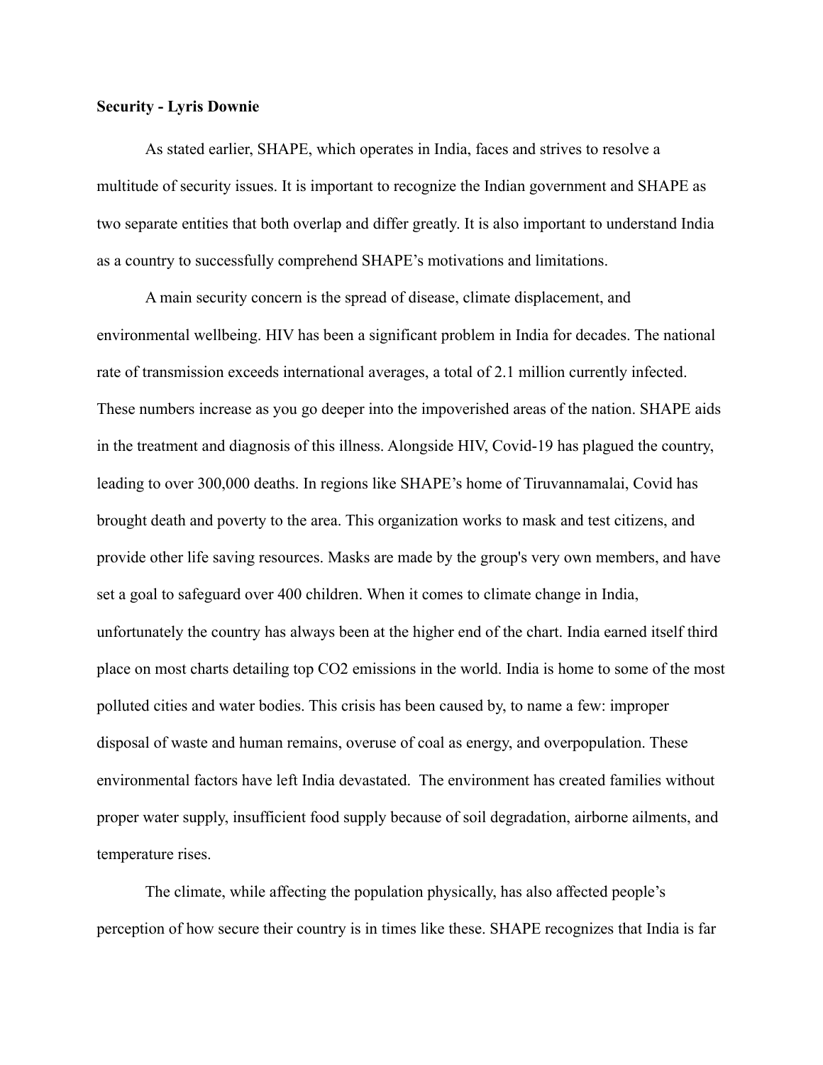**Security - Lyris Downie**

As stated earlier, SHAPE, which operates in India, faces and strives to resolve a multitude of security issues. It is important to recognize the Indian government and SHAPE as two separate entities that both overlap and differ greatly. It is also important to understand India as a country to successfully comprehend SHAPE's motivations and limitations.

A main security concern is the spread of disease, climate displacement, and environmental wellbeing. HIV has been a significant problem in India for decades. The national rate of transmission exceeds international averages, a total of 2.1 million currently infected. These numbers increase as you go deeper into the impoverished areas of the nation. SHAPE aids in the treatment and diagnosis of this illness. Alongside HIV, Covid-19 has plagued the country, leading to over 300,000 deaths. In regions like SHAPE's home of Tiruvannamalai, Covid has brought death and poverty to the area. This organization works to mask and test citizens, and provide other life saving resources. Masks are made by the group's very own members, and have set a goal to safeguard over 400 children. When it comes to climate change in India, unfortunately the country has always been at the higher end of the chart. India earned itself third place on most charts detailing top $CO_2$ emissions in the world. India is home to some of the most polluted cities and water bodies. This crisis has been caused by, to name a few: improper disposal of waste and human remains, overuse of coal as energy, and overpopulation. These environmental factors have left India devastated. The environment has created families without proper water supply, insufficient food supply because of soil degradation, airborne ailments, and temperature rises.

The climate, while affecting the population physically, has also affected people's perception of how secure their country is in times like these. SHAPE recognizes that India is far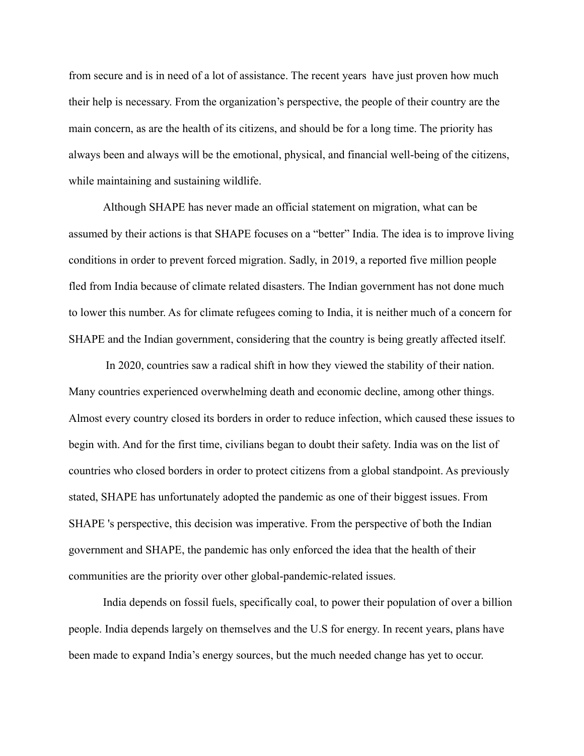from secure and is in need of a lot of assistance. The recent years have just proven how much their help is necessary. From the organization's perspective, the people of their country are the main concern, as are the health of its citizens, and should be for a long time. The priority has always been and always will be the emotional, physical, and financial well-being of the citizens, while maintaining and sustaining wildlife.

Although SHAPE has never made an official statement on migration, what can be assumed by their actions is that SHAPE focuses on a "better" India. The idea is to improve living conditions in order to prevent forced migration. Sadly, in 2019, a reported five million people fled from India because of climate related disasters. The Indian government has not done much to lower this number. As for climate refugees coming to India, it is neither much of a concern for SHAPE and the Indian government, considering that the country is being greatly affected itself.

In 2020, countries saw a radical shift in how they viewed the stability of their nation. Many countries experienced overwhelming death and economic decline, among other things. Almost every country closed its borders in order to reduce infection, which caused these issues to begin with. And for the first time, civilians began to doubt their safety. India was on the list of countries who closed borders in order to protect citizens from a global standpoint. As previously stated, SHAPE has unfortunately adopted the pandemic as one of their biggest issues. From SHAPE 's perspective, this decision was imperative. From the perspective of both the Indian government and SHAPE, the pandemic has only enforced the idea that the health of their communities are the priority over other global-pandemic-related issues.

India depends on fossil fuels, specifically coal, to power their population of over a billion people. India depends largely on themselves and the U.S for energy. In recent years, plans have been made to expand India's energy sources, but the much needed change has yet to occur.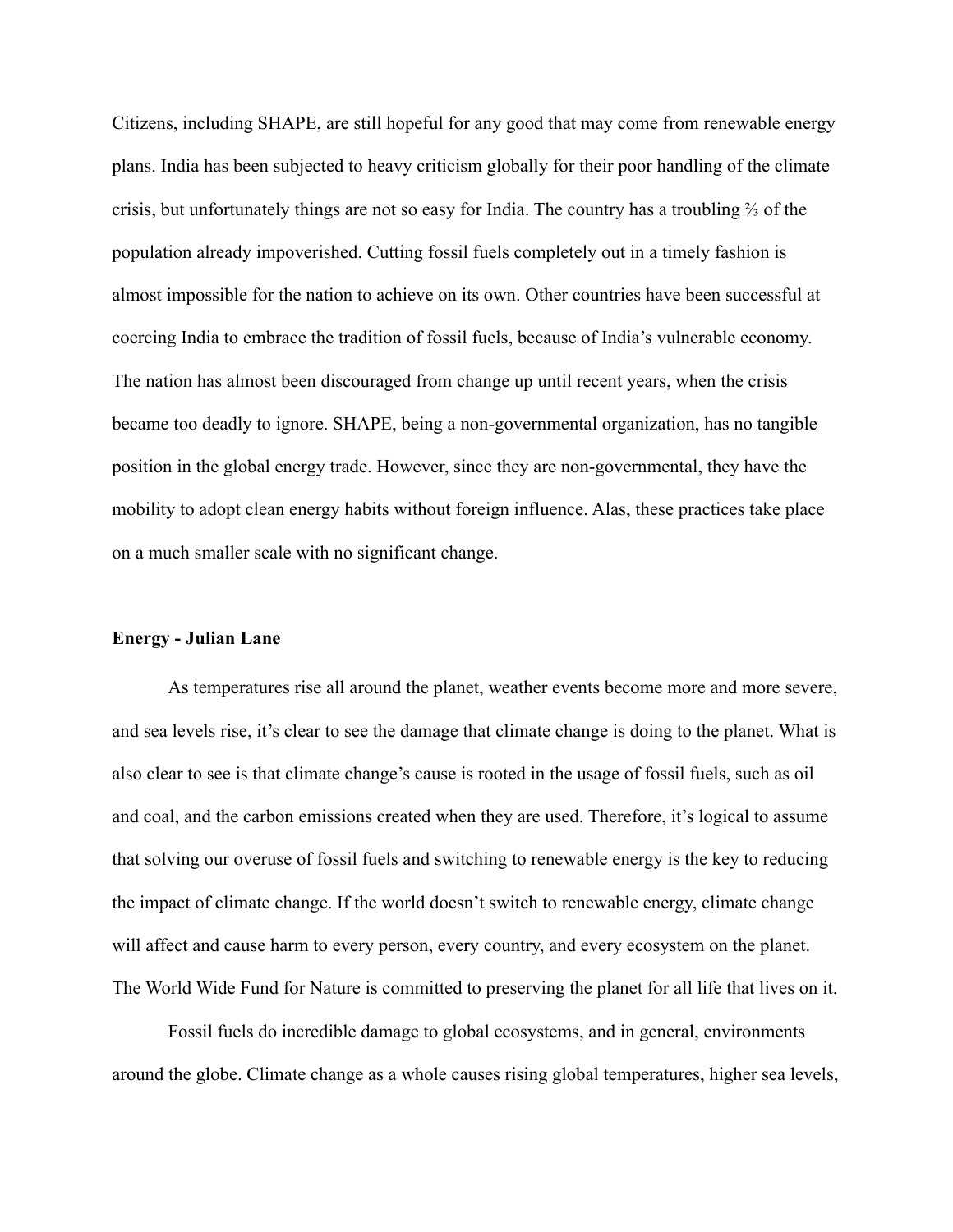Citizens, including SHAPE, are still hopeful for any good that may come from renewable energy plans. India has been subjected to heavy criticism globally for their poor handling of the climate crisis, but unfortunately things are not so easy for India. The country has a troubling ⅔ of the population already impoverished. Cutting fossil fuels completely out in a timely fashion is almost impossible for the nation to achieve on its own. Other countries have been successful at coercing India to embrace the tradition of fossil fuels, because of India's vulnerable economy. The nation has almost been discouraged from change up until recent years, when the crisis became too deadly to ignore. SHAPE, being a non-governmental organization, has no tangible position in the global energy trade. However, since they are non-governmental, they have the mobility to adopt clean energy habits without foreign influence. Alas, these practices take place on a much smaller scale with no significant change.

**Energy - Julian Lane**

As temperatures rise all around the planet, weather events become more and more severe, and sea levels rise, it's clear to see the damage that climate change is doing to the planet. What is also clear to see is that climate change's cause is rooted in the usage of fossil fuels, such as oil and coal, and the carbon emissions created when they are used. Therefore, it's logical to assume that solving our overuse of fossil fuels and switching to renewable energy is the key to reducing the impact of climate change. If the world doesn't switch to renewable energy, climate change will affect and cause harm to every person, every country, and every ecosystem on the planet. The World Wide Fund for Nature is committed to preserving the planet for all life that lives on it.

Fossil fuels do incredible damage to global ecosystems, and in general, environments around the globe. Climate change as a whole causes rising global temperatures, higher sea levels,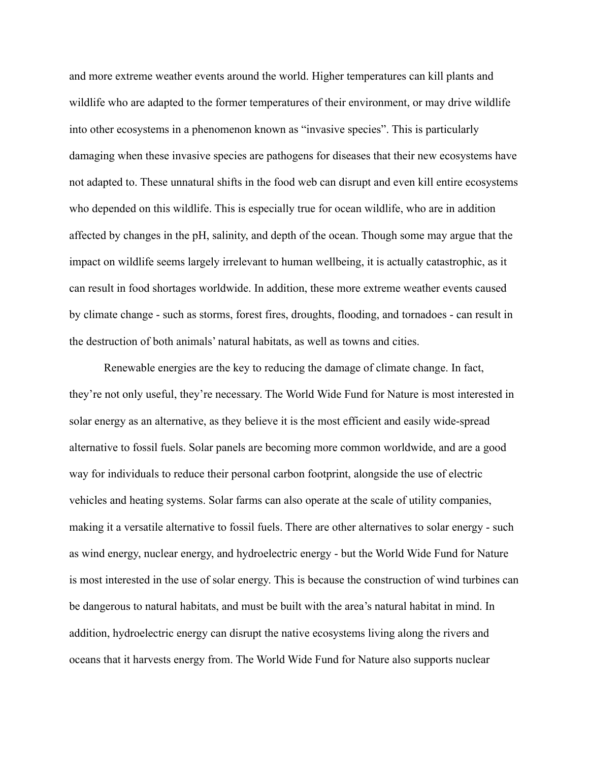and more extreme weather events around the world. Higher temperatures can kill plants and wildlife who are adapted to the former temperatures of their environment, or may drive wildlife into other ecosystems in a phenomenon known as “invasive species”. This is particularly damaging when these invasive species are pathogens for diseases that their new ecosystems have not adapted to. These unnatural shifts in the food web can disrupt and even kill entire ecosystems who depended on this wildlife. This is especially true for ocean wildlife, who are in addition affected by changes in the pH, salinity, and depth of the ocean. Though some may argue that the impact on wildlife seems largely irrelevant to human wellbeing, it is actually catastrophic, as it can result in food shortages worldwide. In addition, these more extreme weather events caused by climate change - such as storms, forest fires, droughts, flooding, and tornadoes - can result in the destruction of both animals’ natural habitats, as well as towns and cities.

Renewable energies are the key to reducing the damage of climate change. In fact, they’re not only useful, they’re necessary. The World Wide Fund for Nature is most interested in solar energy as an alternative, as they believe it is the most efficient and easily wide-spread alternative to fossil fuels. Solar panels are becoming more common worldwide, and are a good way for individuals to reduce their personal carbon footprint, alongside the use of electric vehicles and heating systems. Solar farms can also operate at the scale of utility companies, making it a versatile alternative to fossil fuels. There are other alternatives to solar energy - such as wind energy, nuclear energy, and hydroelectric energy - but the World Wide Fund for Nature is most interested in the use of solar energy. This is because the construction of wind turbines can be dangerous to natural habitats, and must be built with the area’s natural habitat in mind. In addition, hydroelectric energy can disrupt the native ecosystems living along the rivers and oceans that it harvests energy from. The World Wide Fund for Nature also supports nuclear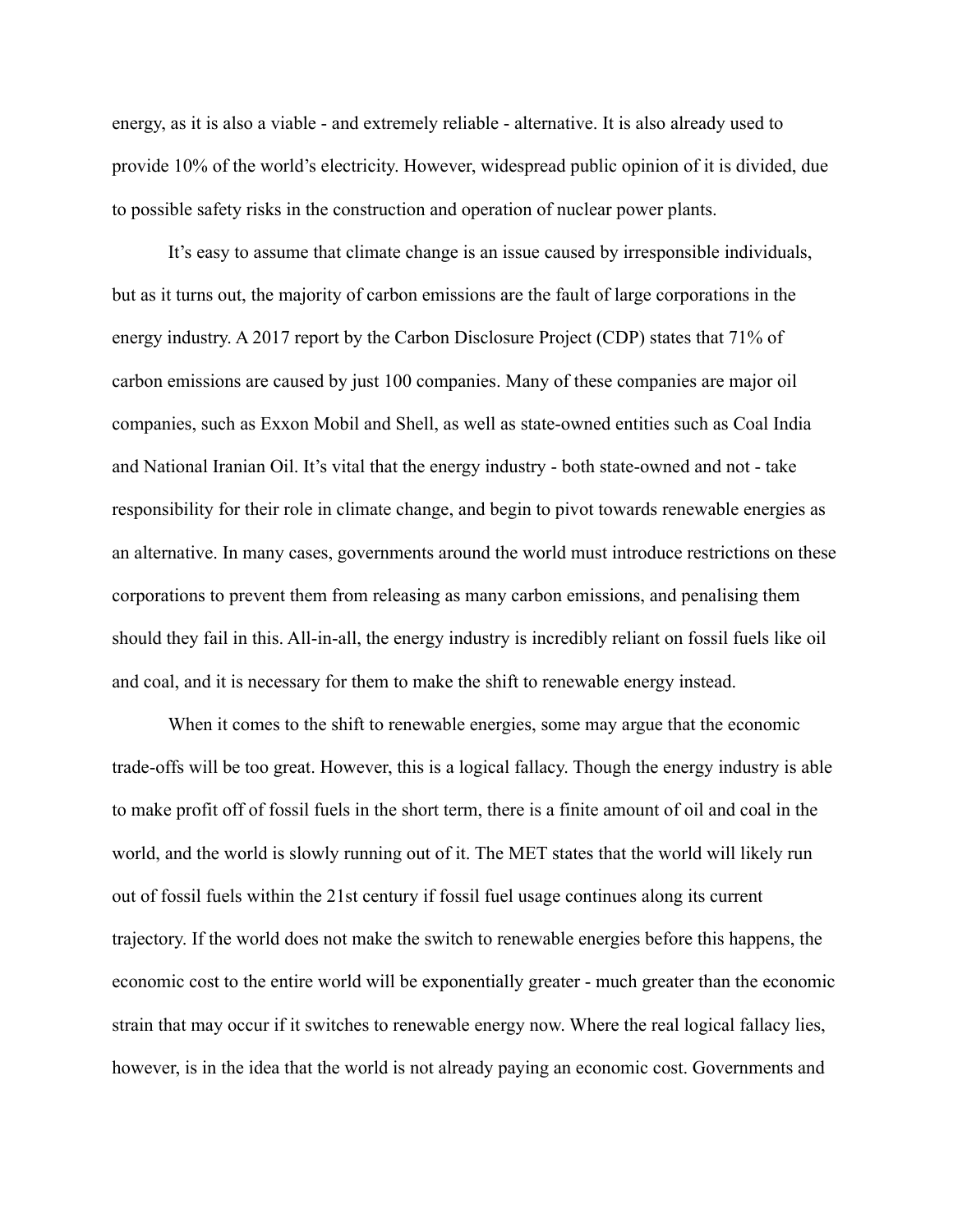energy, as it is also a viable - and extremely reliable - alternative. It is also already used to provide 10% of the world's electricity. However, widespread public opinion of it is divided, due to possible safety risks in the construction and operation of nuclear power plants.

It's easy to assume that climate change is an issue caused by irresponsible individuals, but as it turns out, the majority of carbon emissions are the fault of large corporations in the energy industry. A 2017 report by the Carbon Disclosure Project (CDP) states that 71% of carbon emissions are caused by just 100 companies. Many of these companies are major oil companies, such as Exxon Mobil and Shell, as well as state-owned entities such as Coal India and National Iranian Oil. It's vital that the energy industry - both state-owned and not - take responsibility for their role in climate change, and begin to pivot towards renewable energies as an alternative. In many cases, governments around the world must introduce restrictions on these corporations to prevent them from releasing as many carbon emissions, and penalising them should they fail in this. All-in-all, the energy industry is incredibly reliant on fossil fuels like oil and coal, and it is necessary for them to make the shift to renewable energy instead.

When it comes to the shift to renewable energies, some may argue that the economic trade-offs will be too great. However, this is a logical fallacy. Though the energy industry is able to make profit off of fossil fuels in the short term, there is a finite amount of oil and coal in the world, and the world is slowly running out of it. The MET states that the world will likely run out of fossil fuels within the 21st century if fossil fuel usage continues along its current trajectory. If the world does not make the switch to renewable energies before this happens, the economic cost to the entire world will be exponentially greater - much greater than the economic strain that may occur if it switches to renewable energy now. Where the real logical fallacy lies, however, is in the idea that the world is not already paying an economic cost. Governments and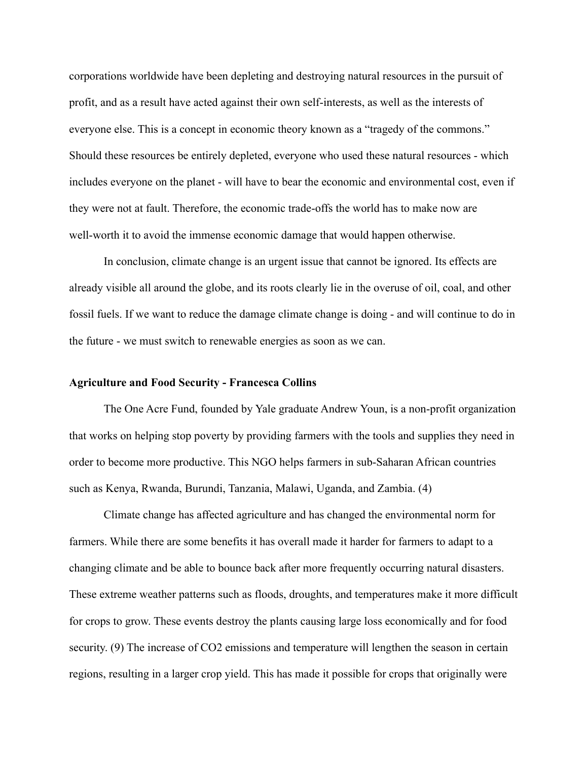corporations worldwide have been depleting and destroying natural resources in the pursuit of profit, and as a result have acted against their own self-interests, as well as the interests of everyone else. This is a concept in economic theory known as a "tragedy of the commons." Should these resources be entirely depleted, everyone who used these natural resources - which includes everyone on the planet - will have to bear the economic and environmental cost, even if they were not at fault. Therefore, the economic trade-offs the world has to make now are well-worth it to avoid the immense economic damage that would happen otherwise.

In conclusion, climate change is an urgent issue that cannot be ignored. Its effects are already visible all around the globe, and its roots clearly lie in the overuse of oil, coal, and other fossil fuels. If we want to reduce the damage climate change is doing - and will continue to do in the future - we must switch to renewable energies as soon as we can.

**Agriculture and Food Security - Francesca Collins**

The One Acre Fund, founded by Yale graduate Andrew Youn, is a non-profit organization that works on helping stop poverty by providing farmers with the tools and supplies they need in order to become more productive. This NGO helps farmers in sub-Saharan African countries such as Kenya, Rwanda, Burundi, Tanzania, Malawi, Uganda, and Zambia. (4)

Climate change has affected agriculture and has changed the environmental norm for farmers. While there are some benefits it has overall made it harder for farmers to adapt to a changing climate and be able to bounce back after more frequently occurring natural disasters. These extreme weather patterns such as floods, droughts, and temperatures make it more difficult for crops to grow. These events destroy the plants causing large loss economically and for food security. (9) The increase of $CO_2$ emissions and temperature will lengthen the season in certain regions, resulting in a larger crop yield. This has made it possible for crops that originally were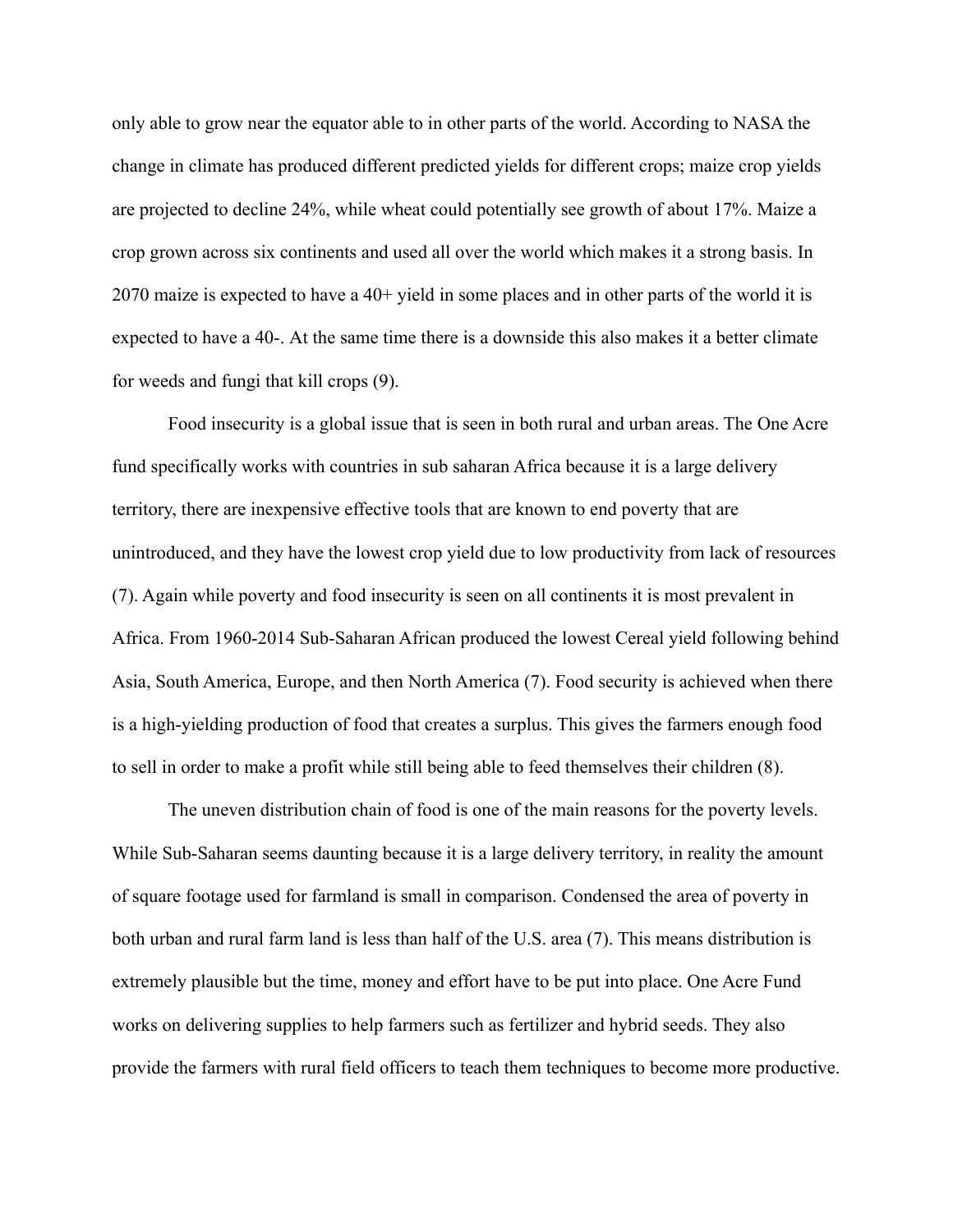only able to grow near the equator able to in other parts of the world. According to NASA the change in climate has produced different predicted yields for different crops; maize crop yields are projected to decline 24%, while wheat could potentially see growth of about 17%. Maize a crop grown across six continents and used all over the world which makes it a strong basis. In 2070 maize is expected to have a 40+ yield in some places and in other parts of the world it is expected to have a 40-. At the same time there is a downside this also makes it a better climate for weeds and fungi that kill crops (9).

Food insecurity is a global issue that is seen in both rural and urban areas. The One Acre fund specifically works with countries in sub saharan Africa because it is a large delivery territory, there are inexpensive effective tools that are known to end poverty that are unintroduced, and they have the lowest crop yield due to low productivity from lack of resources (7). Again while poverty and food insecurity is seen on all continents it is most prevalent in Africa. From 1960-2014 Sub-Saharan African produced the lowest Cereal yield following behind Asia, South America, Europe, and then North America (7). Food security is achieved when there is a high-yielding production of food that creates a surplus. This gives the farmers enough food to sell in order to make a profit while still being able to feed themselves their children (8).

The uneven distribution chain of food is one of the main reasons for the poverty levels. While Sub-Saharan seems daunting because it is a large delivery territory, in reality the amount of square footage used for farmland is small in comparison. Condensed the area of poverty in both urban and rural farm land is less than half of the U.S. area (7). This means distribution is extremely plausible but the time, money and effort have to be put into place. One Acre Fund works on delivering supplies to help farmers such as fertilizer and hybrid seeds. They also provide the farmers with rural field officers to teach them techniques to become more productive.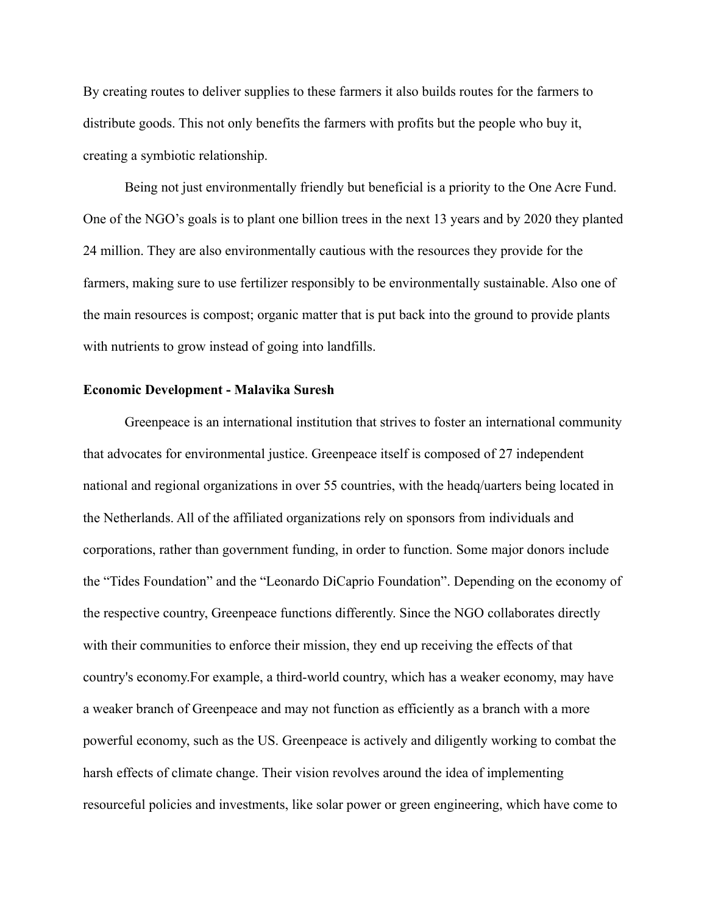By creating routes to deliver supplies to these farmers it also builds routes for the farmers to distribute goods. This not only benefits the farmers with profits but the people who buy it, creating a symbiotic relationship.

Being not just environmentally friendly but beneficial is a priority to the One Acre Fund. One of the NGO's goals is to plant one billion trees in the next 13 years and by 2020 they planted 24 million. They are also environmentally cautious with the resources they provide for the farmers, making sure to use fertilizer responsibly to be environmentally sustainable. Also one of the main resources is compost; organic matter that is put back into the ground to provide plants with nutrients to grow instead of going into landfills.

**Economic Development - Malavika Suresh**

Greenpeace is an international institution that strives to foster an international community that advocates for environmental justice. Greenpeace itself is composed of 27 independent national and regional organizations in over 55 countries, with the headq/uarters being located in the Netherlands. All of the affiliated organizations rely on sponsors from individuals and corporations, rather than government funding, in order to function. Some major donors include the "Tides Foundation" and the "Leonardo DiCaprio Foundation". Depending on the economy of the respective country, Greenpeace functions differently. Since the NGO collaborates directly with their communities to enforce their mission, they end up receiving the effects of that country's economy.For example, a third-world country, which has a weaker economy, may have a weaker branch of Greenpeace and may not function as efficiently as a branch with a more powerful economy, such as the US. Greenpeace is actively and diligently working to combat the harsh effects of climate change. Their vision revolves around the idea of implementing resourceful policies and investments, like solar power or green engineering, which have come to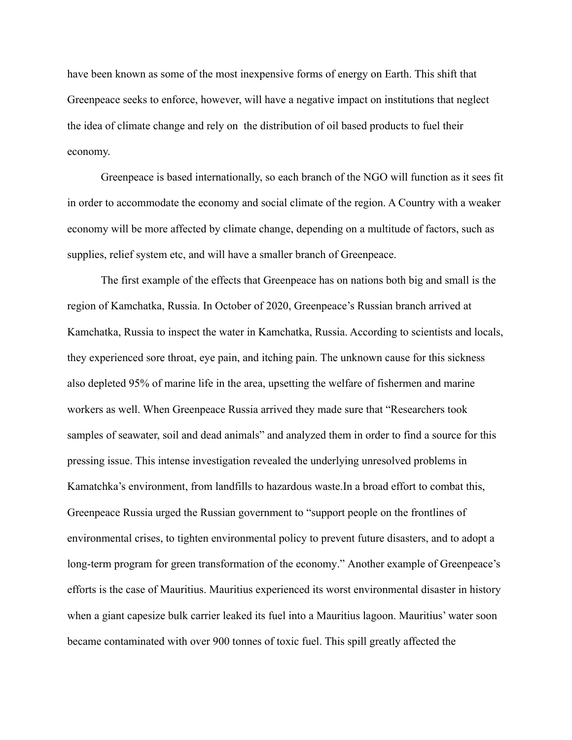have been known as some of the most inexpensive forms of energy on Earth. This shift that Greenpeace seeks to enforce, however, will have a negative impact on institutions that neglect the idea of climate change and rely on  the distribution of oil based products to fuel their economy.

Greenpeace is based internationally, so each branch of the NGO will function as it sees fit in order to accommodate the economy and social climate of the region. A Country with a weaker economy will be more affected by climate change, depending on a multitude of factors, such as supplies, relief system etc, and will have a smaller branch of Greenpeace.

The first example of the effects that Greenpeace has on nations both big and small is the region of Kamchatka, Russia. In October of 2020, Greenpeace's Russian branch arrived at Kamchatka, Russia to inspect the water in Kamchatka, Russia. According to scientists and locals, they experienced sore throat, eye pain, and itching pain. The unknown cause for this sickness also depleted 95% of marine life in the area, upsetting the welfare of fishermen and marine workers as well. When Greenpeace Russia arrived they made sure that "Researchers took samples of seawater, soil and dead animals" and analyzed them in order to find a source for this pressing issue. This intense investigation revealed the underlying unresolved problems in Kamatchka's environment, from landfills to hazardous waste.In a broad effort to combat this, Greenpeace Russia urged the Russian government to "support people on the frontlines of environmental crises, to tighten environmental policy to prevent future disasters, and to adopt a long-term program for green transformation of the economy." Another example of Greenpeace's efforts is the case of Mauritius. Mauritius experienced its worst environmental disaster in history when a giant capesize bulk carrier leaked its fuel into a Mauritius lagoon. Mauritius' water soon became contaminated with over 900 tonnes of toxic fuel. This spill greatly affected the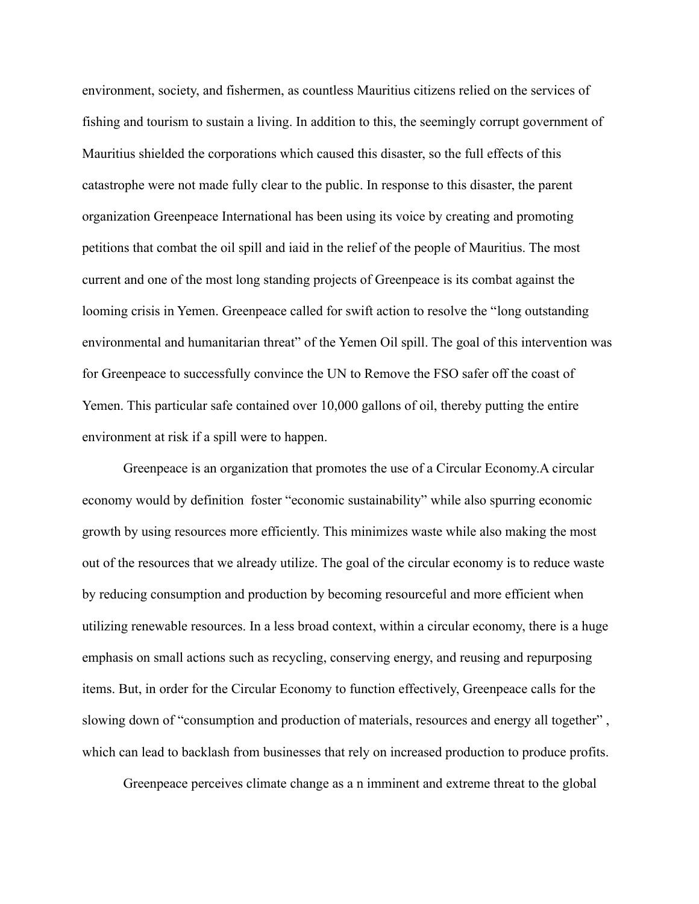environment, society, and fishermen, as countless Mauritius citizens relied on the services of fishing and tourism to sustain a living. In addition to this, the seemingly corrupt government of Mauritius shielded the corporations which caused this disaster, so the full effects of this catastrophe were not made fully clear to the public. In response to this disaster, the parent organization Greenpeace International has been using its voice by creating and promoting petitions that combat the oil spill and iaid in the relief of the people of Mauritius. The most current and one of the most long standing projects of Greenpeace is its combat against the looming crisis in Yemen. Greenpeace called for swift action to resolve the "long outstanding environmental and humanitarian threat" of the Yemen Oil spill. The goal of this intervention was for Greenpeace to successfully convince the UN to Remove the FSO safer off the coast of Yemen. This particular safe contained over 10,000 gallons of oil, thereby putting the entire environment at risk if a spill were to happen.

Greenpeace is an organization that promotes the use of a Circular Economy.A circular economy would by definition  foster "economic sustainability" while also spurring economic growth by using resources more efficiently. This minimizes waste while also making the most out of the resources that we already utilize. The goal of the circular economy is to reduce waste by reducing consumption and production by becoming resourceful and more efficient when utilizing renewable resources. In a less broad context, within a circular economy, there is a huge emphasis on small actions such as recycling, conserving energy, and reusing and repurposing items. But, in order for the Circular Economy to function effectively, Greenpeace calls for the slowing down of "consumption and production of materials, resources and energy all together" , which can lead to backlash from businesses that rely on increased production to produce profits.

Greenpeace perceives climate change as a n imminent and extreme threat to the global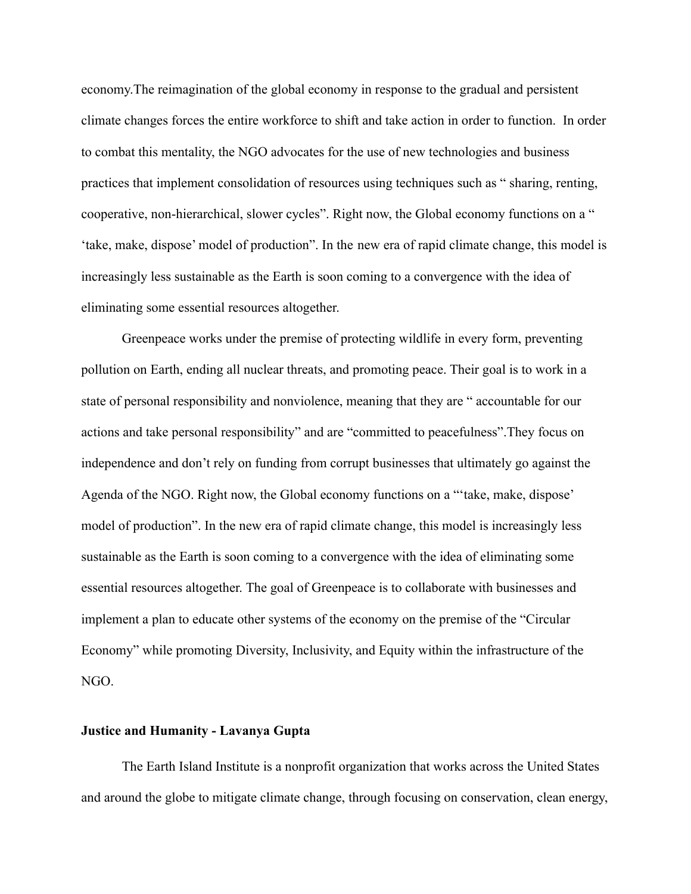economy.The reimagination of the global economy in response to the gradual and persistent climate changes forces the entire workforce to shift and take action in order to function. In order to combat this mentality, the NGO advocates for the use of new technologies and business practices that implement consolidation of resources using techniques such as " sharing, renting, cooperative, non-hierarchical, slower cycles". Right now, the Global economy functions on a " 'take, make, dispose' model of production". In the new era of rapid climate change, this model is increasingly less sustainable as the Earth is soon coming to a convergence with the idea of eliminating some essential resources altogether.

Greenpeace works under the premise of protecting wildlife in every form, preventing pollution on Earth, ending all nuclear threats, and promoting peace. Their goal is to work in a state of personal responsibility and nonviolence, meaning that they are " accountable for our actions and take personal responsibility" and are "committed to peacefulness".They focus on independence and don't rely on funding from corrupt businesses that ultimately go against the Agenda of the NGO. Right now, the Global economy functions on a "'take, make, dispose' model of production". In the new era of rapid climate change, this model is increasingly less sustainable as the Earth is soon coming to a convergence with the idea of eliminating some essential resources altogether. The goal of Greenpeace is to collaborate with businesses and implement a plan to educate other systems of the economy on the premise of the "Circular Economy" while promoting Diversity, Inclusivity, and Equity within the infrastructure of the NGO.

**Justice and Humanity - Lavanya Gupta**

The Earth Island Institute is a nonprofit organization that works across the United States and around the globe to mitigate climate change, through focusing on conservation, clean energy,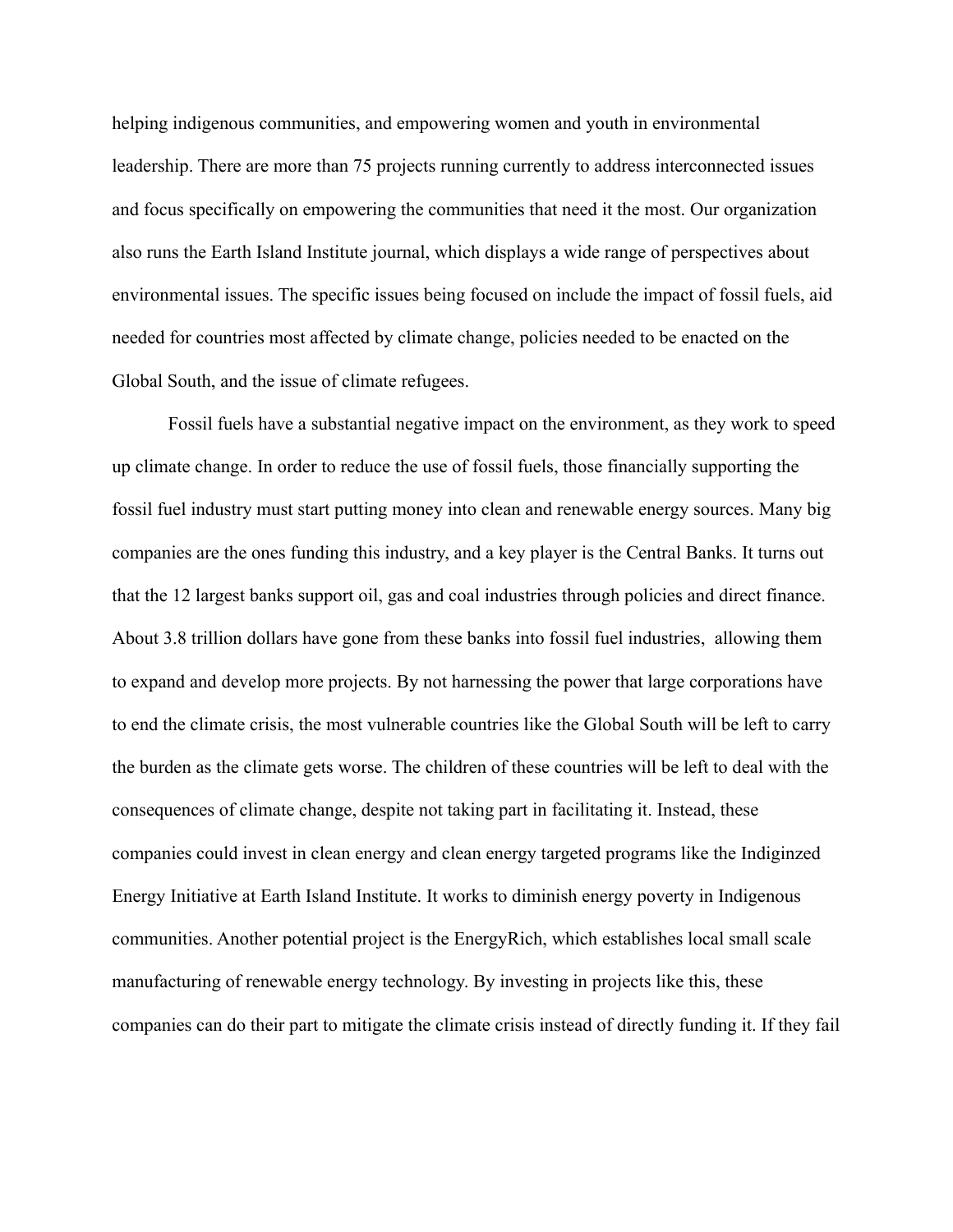helping indigenous communities, and empowering women and youth in environmental leadership. There are more than 75 projects running currently to address interconnected issues and focus specifically on empowering the communities that need it the most. Our organization also runs the Earth Island Institute journal, which displays a wide range of perspectives about environmental issues. The specific issues being focused on include the impact of fossil fuels, aid needed for countries most affected by climate change, policies needed to be enacted on the Global South, and the issue of climate refugees.

Fossil fuels have a substantial negative impact on the environment, as they work to speed up climate change. In order to reduce the use of fossil fuels, those financially supporting the fossil fuel industry must start putting money into clean and renewable energy sources. Many big companies are the ones funding this industry, and a key player is the Central Banks. It turns out that the 12 largest banks support oil, gas and coal industries through policies and direct finance. About 3.8 trillion dollars have gone from these banks into fossil fuel industries, allowing them to expand and develop more projects. By not harnessing the power that large corporations have to end the climate crisis, the most vulnerable countries like the Global South will be left to carry the burden as the climate gets worse. The children of these countries will be left to deal with the consequences of climate change, despite not taking part in facilitating it. Instead, these companies could invest in clean energy and clean energy targeted programs like the Indiginzed Energy Initiative at Earth Island Institute. It works to diminish energy poverty in Indigenous communities. Another potential project is the EnergyRich, which establishes local small scale manufacturing of renewable energy technology. By investing in projects like this, these companies can do their part to mitigate the climate crisis instead of directly funding it. If they fail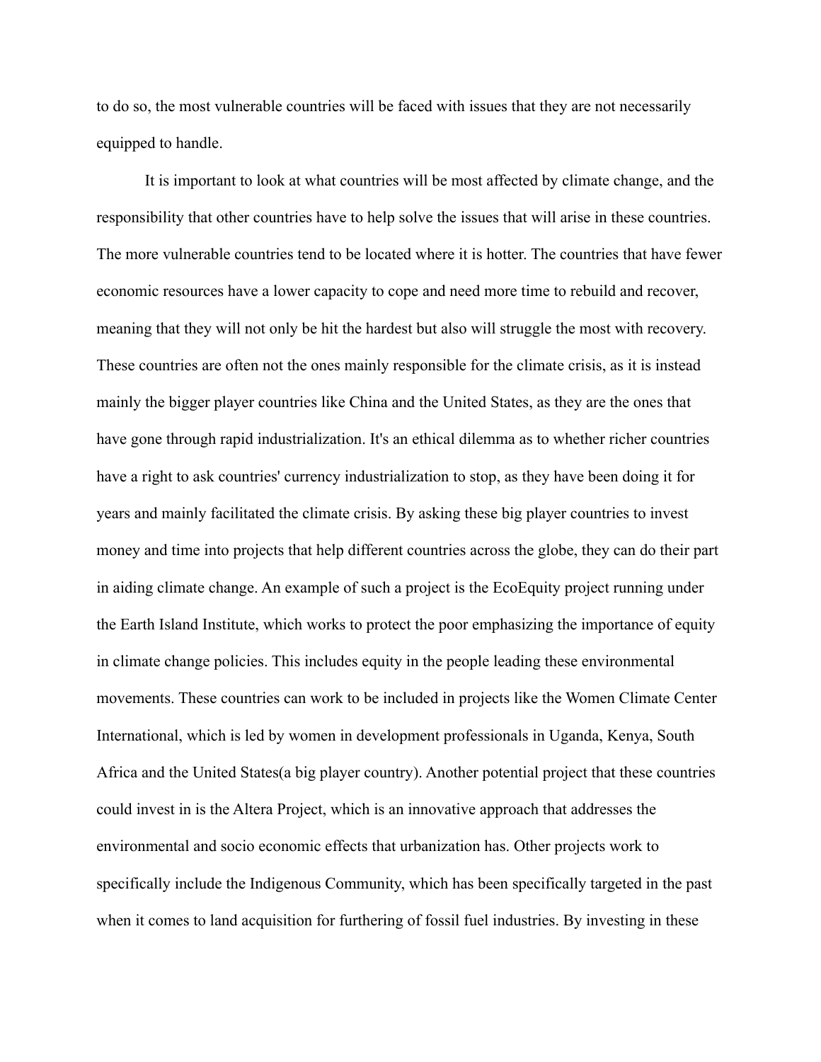to do so, the most vulnerable countries will be faced with issues that they are not necessarily equipped to handle.

It is important to look at what countries will be most affected by climate change, and the responsibility that other countries have to help solve the issues that will arise in these countries. The more vulnerable countries tend to be located where it is hotter. The countries that have fewer economic resources have a lower capacity to cope and need more time to rebuild and recover, meaning that they will not only be hit the hardest but also will struggle the most with recovery. These countries are often not the ones mainly responsible for the climate crisis, as it is instead mainly the bigger player countries like China and the United States, as they are the ones that have gone through rapid industrialization. It's an ethical dilemma as to whether richer countries have a right to ask countries' currency industrialization to stop, as they have been doing it for years and mainly facilitated the climate crisis. By asking these big player countries to invest money and time into projects that help different countries across the globe, they can do their part in aiding climate change. An example of such a project is the EcoEquity project running under the Earth Island Institute, which works to protect the poor emphasizing the importance of equity in climate change policies. This includes equity in the people leading these environmental movements. These countries can work to be included in projects like the Women Climate Center International, which is led by women in development professionals in Uganda, Kenya, South Africa and the United States(a big player country). Another potential project that these countries could invest in is the Altera Project, which is an innovative approach that addresses the environmental and socio economic effects that urbanization has. Other projects work to specifically include the Indigenous Community, which has been specifically targeted in the past when it comes to land acquisition for furthering of fossil fuel industries. By investing in these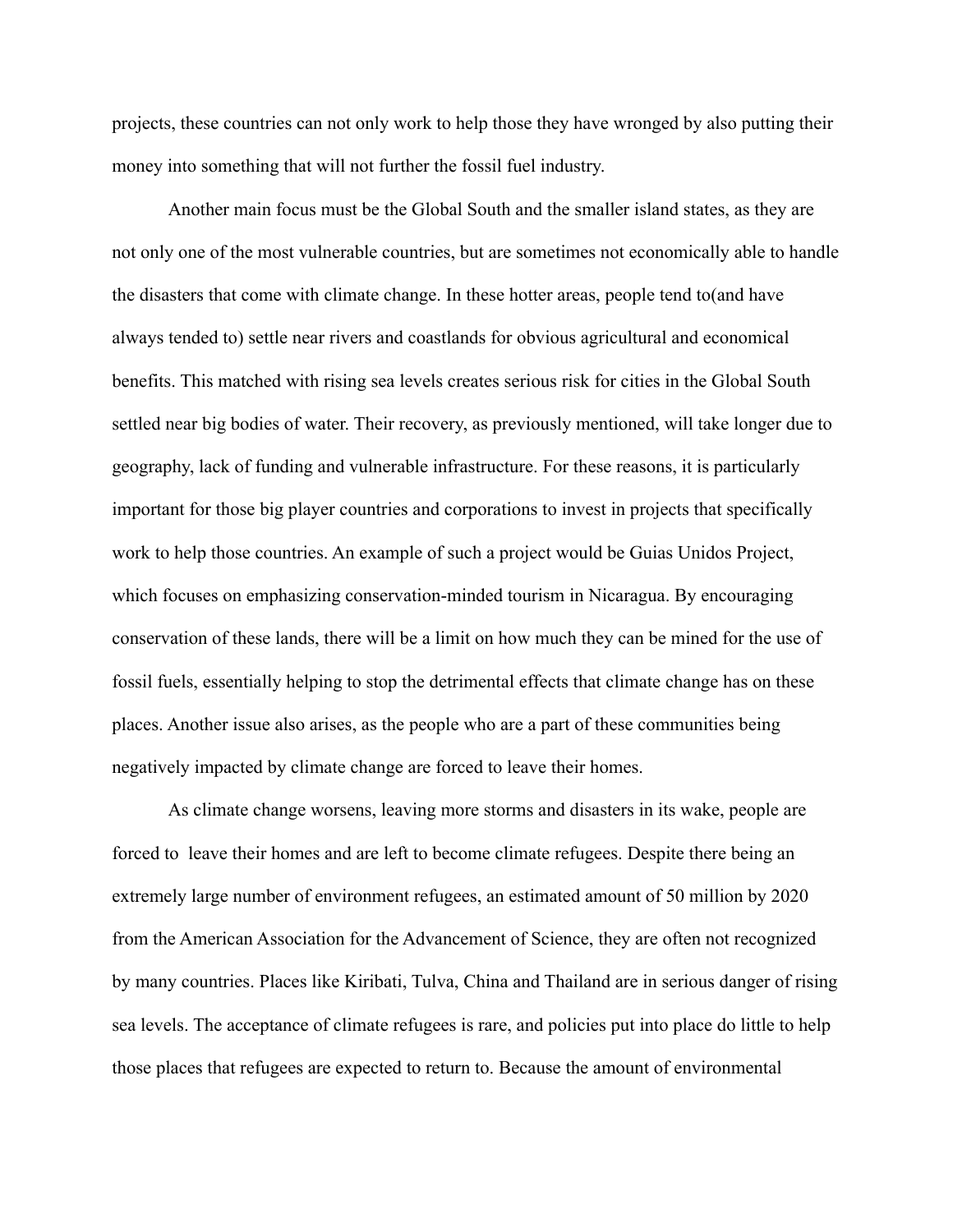projects, these countries can not only work to help those they have wronged by also putting their money into something that will not further the fossil fuel industry.

Another main focus must be the Global South and the smaller island states, as they are not only one of the most vulnerable countries, but are sometimes not economically able to handle the disasters that come with climate change. In these hotter areas, people tend to(and have always tended to) settle near rivers and coastlands for obvious agricultural and economical benefits. This matched with rising sea levels creates serious risk for cities in the Global South settled near big bodies of water. Their recovery, as previously mentioned, will take longer due to geography, lack of funding and vulnerable infrastructure. For these reasons, it is particularly important for those big player countries and corporations to invest in projects that specifically work to help those countries. An example of such a project would be Guias Unidos Project, which focuses on emphasizing conservation-minded tourism in Nicaragua. By encouraging conservation of these lands, there will be a limit on how much they can be mined for the use of fossil fuels, essentially helping to stop the detrimental effects that climate change has on these places. Another issue also arises, as the people who are a part of these communities being negatively impacted by climate change are forced to leave their homes.

As climate change worsens, leaving more storms and disasters in its wake, people are forced to leave their homes and are left to become climate refugees. Despite there being an extremely large number of environment refugees, an estimated amount of 50 million by 2020 from the American Association for the Advancement of Science, they are often not recognized by many countries. Places like Kiribati, Tulva, China and Thailand are in serious danger of rising sea levels. The acceptance of climate refugees is rare, and policies put into place do little to help those places that refugees are expected to return to. Because the amount of environmental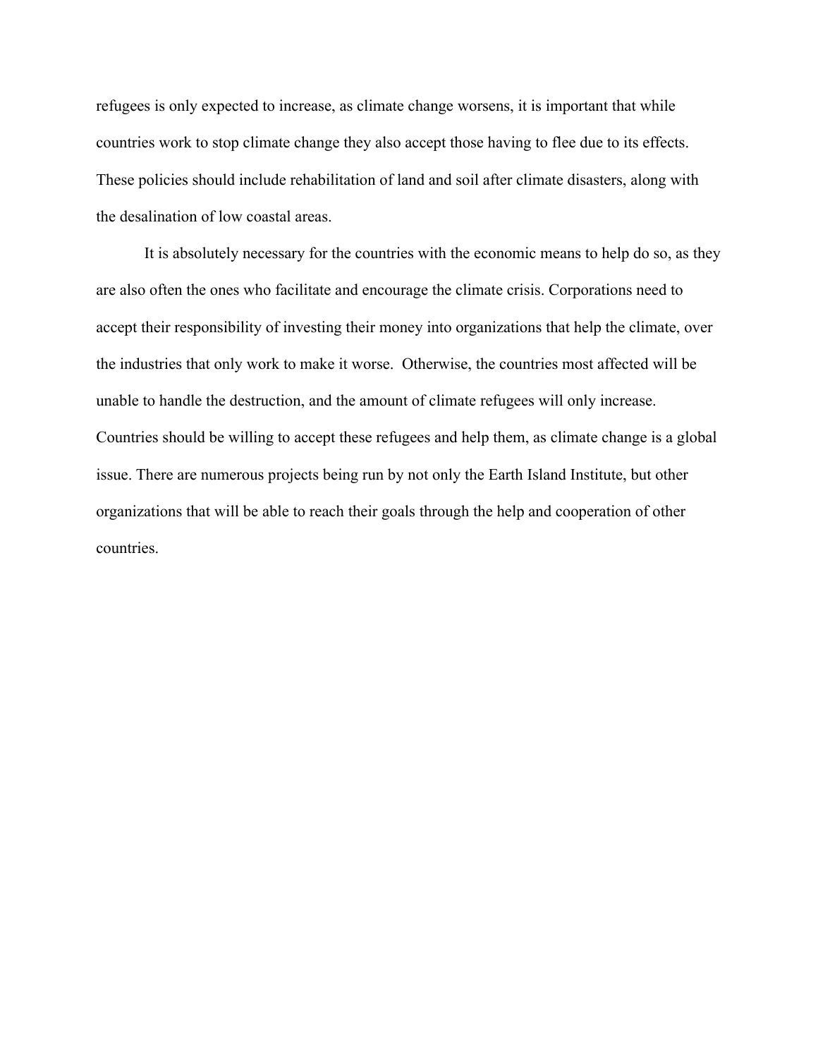refugees is only expected to increase, as climate change worsens, it is important that while countries work to stop climate change they also accept those having to flee due to its effects. These policies should include rehabilitation of land and soil after climate disasters, along with the desalination of low coastal areas.

It is absolutely necessary for the countries with the economic means to help do so, as they are also often the ones who facilitate and encourage the climate crisis. Corporations need to accept their responsibility of investing their money into organizations that help the climate, over the industries that only work to make it worse. Otherwise, the countries most affected will be unable to handle the destruction, and the amount of climate refugees will only increase. Countries should be willing to accept these refugees and help them, as climate change is a global issue. There are numerous projects being run by not only the Earth Island Institute, but other organizations that will be able to reach their goals through the help and cooperation of other countries.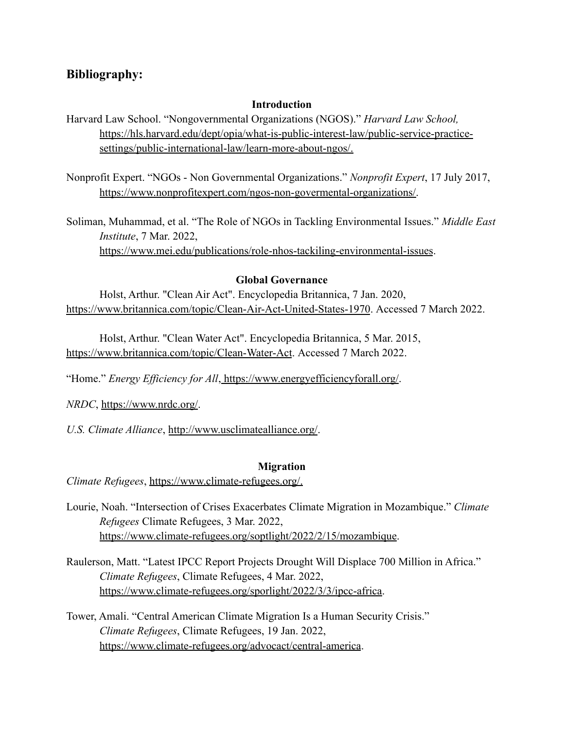## Bibliography:

### Introduction

Harvard Law School. "Nongovernmental Organizations (NGOS)." *Harvard Law School,* https://hls.harvard.edu/dept/opia/what-is-public-interest-law/public-service-practice-settings/public-international-law/learn-more-about-ngos/.

Nonprofit Expert. "NGOs - Non Governmental Organizations." *Nonprofit Expert*, 17 July 2017, https://www.nonprofitexpert.com/ngos-non-govermental-organizations/.

Soliman, Muhammad, et al. "The Role of NGOs in Tackling Environmental Issues." *Middle East Institute*, 7 Mar. 2022, https://www.mei.edu/publications/role-nhos-tackiling-environmental-issues.

### Global Governance

Holst, Arthur. "Clean Air Act". Encyclopedia Britannica, 7 Jan. 2020, https://www.britannica.com/topic/Clean-Air-Act-United-States-1970. Accessed 7 March 2022.

Holst, Arthur. "Clean Water Act". Encyclopedia Britannica, 5 Mar. 2015, https://www.britannica.com/topic/Clean-Water-Act. Accessed 7 March 2022.

"Home." *Energy Efficiency for All*, https://www.energyefficiencyforall.org/.

*NRDC*, https://www.nrdc.org/.

*U.S. Climate Alliance*, http://www.usclimatealliance.org/.

### Migration

*Climate Refugees*, https://www.climate-refugees.org/.

Lourie, Noah. "Intersection of Crises Exacerbates Climate Migration in Mozambique." *Climate Refugees* Climate Refugees, 3 Mar. 2022, https://www.climate-refugees.org/soptlight/2022/2/15/mozambique.

Raulerson, Matt. "Latest IPCC Report Projects Drought Will Displace 700 Million in Africa." *Climate Refugees*, Climate Refugees, 4 Mar. 2022, https://www.climate-refugees.org/sporlight/2022/3/3/ipcc-africa.

Tower, Amali. "Central American Climate Migration Is a Human Security Crisis." *Climate Refugees*, Climate Refugees, 19 Jan. 2022, https://www.climate-refugees.org/advocact/central-america.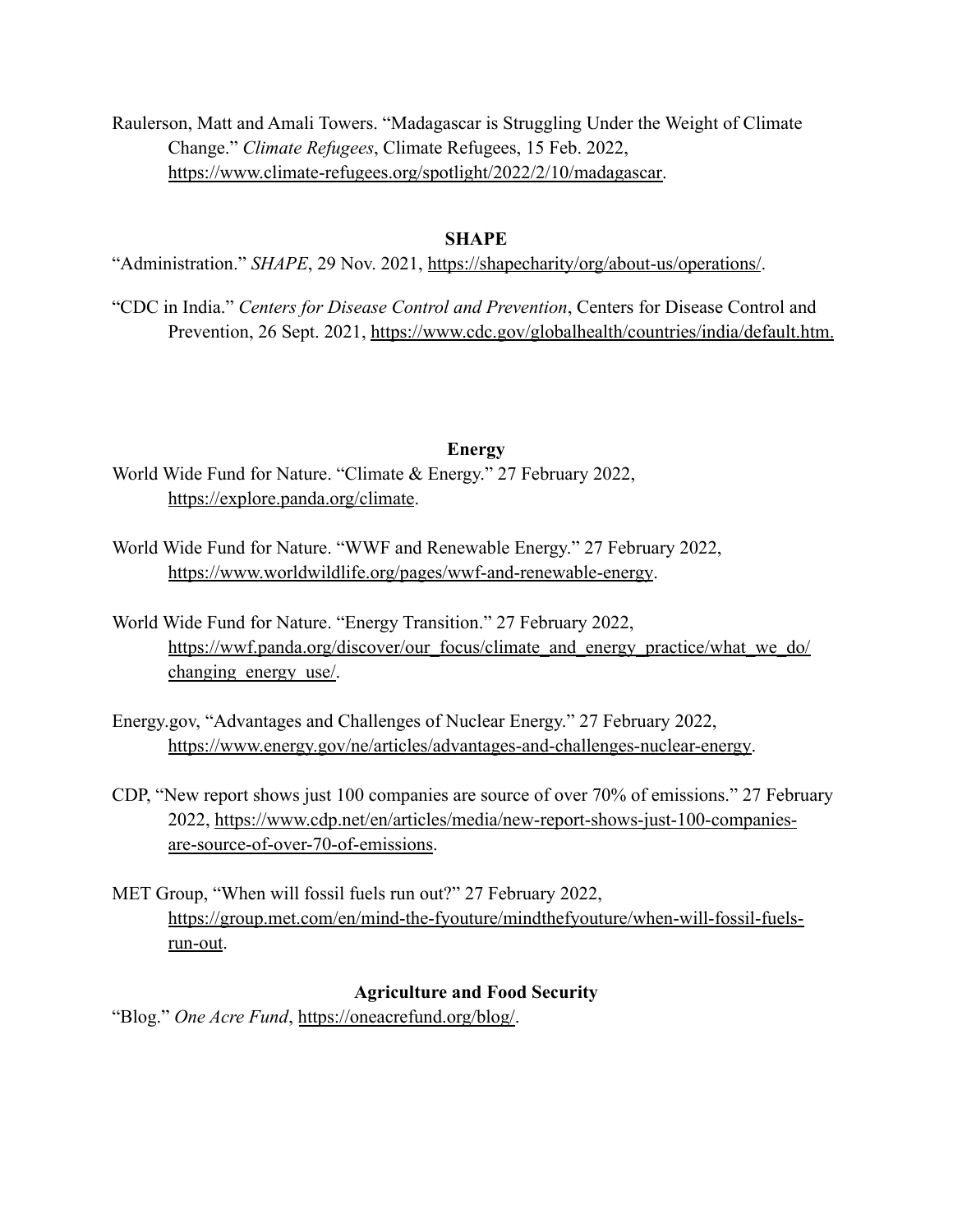Raulerson, Matt and Amali Towers. "Madagascar is Struggling Under the Weight of Climate Change." *Climate Refugees*, Climate Refugees, 15 Feb. 2022, https://www.climate-refugees.org/spotlight/2022/2/10/madagascar.

**SHAPE**

"Administration." *SHAPE*, 29 Nov. 2021, https://shapecharity/org/about-us/operations/.

"CDC in India." *Centers for Disease Control and Prevention*, Centers for Disease Control and Prevention, 26 Sept. 2021, https://www.cdc.gov/globalhealth/countries/india/default.htm.

**Energy**

World Wide Fund for Nature. "Climate & Energy." 27 February 2022, https://explore.panda.org/climate.

World Wide Fund for Nature. "WWF and Renewable Energy." 27 February 2022, https://www.worldwildlife.org/pages/wwf-and-renewable-energy.

World Wide Fund for Nature. "Energy Transition." 27 February 2022, https://wwf.panda.org/discover/our_focus/climate_and_energy_practice/what_we_do/changing_energy_use/.

Energy.gov, "Advantages and Challenges of Nuclear Energy." 27 February 2022, https://www.energy.gov/ne/articles/advantages-and-challenges-nuclear-energy.

CDP, "New report shows just 100 companies are source of over 70% of emissions." 27 February 2022, https://www.cdp.net/en/articles/media/new-report-shows-just-100-companies-are-source-of-over-70-of-emissions.

MET Group, "When will fossil fuels run out?" 27 February 2022, https://group.met.com/en/mind-the-fyouture/mindthefyouture/when-will-fossil-fuels-run-out.

**Agriculture and Food Security**

"Blog." *One Acre Fund*, https://oneacrefund.org/blog/.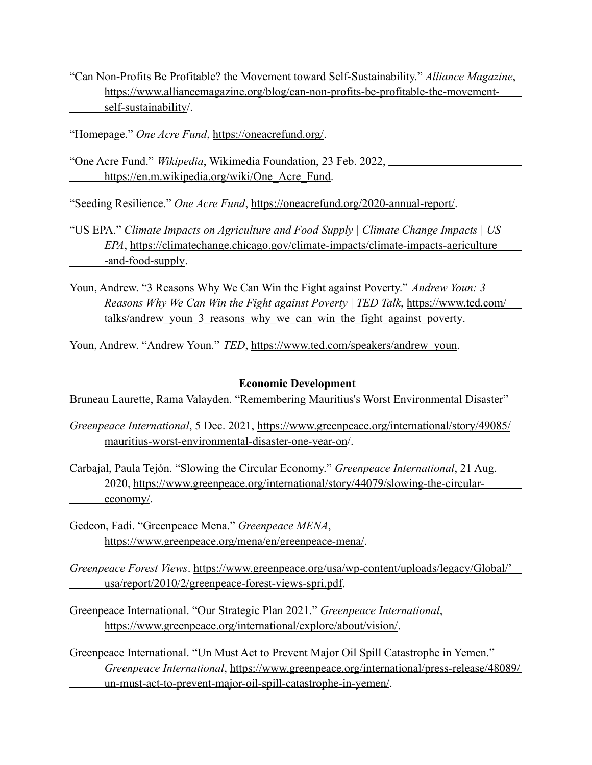"Can Non-Profits Be Profitable? the Movement toward Self-Sustainability." *Alliance Magazine*, https://www.alliancemagazine.org/blog/can-non-profits-be-profitable-the-movement-self-sustainability/.

"Homepage." *One Acre Fund*, https://oneacrefund.org/.

"One Acre Fund." *Wikipedia*, Wikimedia Foundation, 23 Feb. 2022, https://en.m.wikipedia.org/wiki/One_Acre_Fund.

"Seeding Resilience." *One Acre Fund*, https://oneacrefund.org/2020-annual-report/.

"US EPA." *Climate Impacts on Agriculture and Food Supply | Climate Change Impacts | US EPA*, https://climatechange.chicago.gov/climate-impacts/climate-impacts-agriculture-and-food-supply.

Youn, Andrew. "3 Reasons Why We Can Win the Fight against Poverty." *Andrew Youn: 3 Reasons Why We Can Win the Fight against Poverty | TED Talk*, https://www.ted.com/talks/andrew_youn_3_reasons_why_we_can_win_the_fight_against_poverty.

Youn, Andrew. "Andrew Youn." *TED*, https://www.ted.com/speakers/andrew_youn.

**Economic Development**

Bruneau Laurette, Rama Valayden. "Remembering Mauritius's Worst Environmental Disaster"

*Greenpeace International*, 5 Dec. 2021, https://www.greenpeace.org/international/story/49085/mauritius-worst-environmental-disaster-one-year-on/.

Carbajal, Paula Tejón. "Slowing the Circular Economy." *Greenpeace International*, 21 Aug. 2020, https://www.greenpeace.org/international/story/44079/slowing-the-circular-economy/.

Gedeon, Fadi. "Greenpeace Mena." *Greenpeace MENA*, https://www.greenpeace.org/mena/en/greenpeace-mena/.

*Greenpeace Forest Views*. https://www.greenpeace.org/usa/wp-content/uploads/legacy/Global/'usa/report/2010/2/greenpeace-forest-views-spri.pdf.

Greenpeace International. "Our Strategic Plan 2021." *Greenpeace International*, https://www.greenpeace.org/international/explore/about/vision/.

Greenpeace International. "Un Must Act to Prevent Major Oil Spill Catastrophe in Yemen." *Greenpeace International*, https://www.greenpeace.org/international/press-release/48089/un-must-act-to-prevent-major-oil-spill-catastrophe-in-yemen/.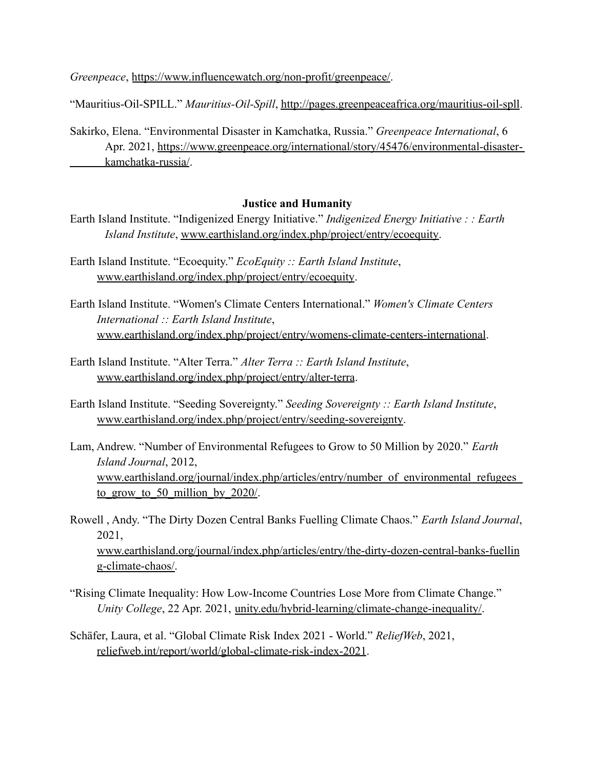*Greenpeace*, https://www.influencewatch.org/non-profit/greenpeace/.

"Mauritius-Oil-SPILL." *Mauritius-Oil-Spill*, http://pages.greenpeaceafrica.org/mauritius-oil-spll.

Sakirko, Elena. "Environmental Disaster in Kamchatka, Russia." *Greenpeace International*, 6 Apr. 2021, https://www.greenpeace.org/international/story/45476/environmental-disaster-kamchatka-russia/.

**Justice and Humanity**

Earth Island Institute. "Indigenized Energy Initiative." *Indigenized Energy Initiative : : Earth Island Institute*, www.earthisland.org/index.php/project/entry/ecoequity.

Earth Island Institute. "Ecoequity." *EcoEquity :: Earth Island Institute*, www.earthisland.org/index.php/project/entry/ecoequity.

Earth Island Institute. "Women's Climate Centers International." *Women's Climate Centers International :: Earth Island Institute*, www.earthisland.org/index.php/project/entry/womens-climate-centers-international.

Earth Island Institute. "Alter Terra." *Alter Terra :: Earth Island Institute*, www.earthisland.org/index.php/project/entry/alter-terra.

Earth Island Institute. "Seeding Sovereignty." *Seeding Sovereignty :: Earth Island Institute*, www.earthisland.org/index.php/project/entry/seeding-sovereignty.

Lam, Andrew. "Number of Environmental Refugees to Grow to 50 Million by 2020." *Earth Island Journal*, 2012, www.earthisland.org/journal/index.php/articles/entry/number_of_environmental_refugees_to_grow_to_50_million_by_2020/.

Rowell , Andy. "The Dirty Dozen Central Banks Fuelling Climate Chaos." *Earth Island Journal*, 2021, www.earthisland.org/journal/index.php/articles/entry/the-dirty-dozen-central-banks-fuelling-climate-chaos/.

"Rising Climate Inequality: How Low-Income Countries Lose More from Climate Change." *Unity College*, 22 Apr. 2021, unity.edu/hybrid-learning/climate-change-inequality/.

Schäfer, Laura, et al. "Global Climate Risk Index 2021 - World." *ReliefWeb*, 2021, reliefweb.int/report/world/global-climate-risk-index-2021.